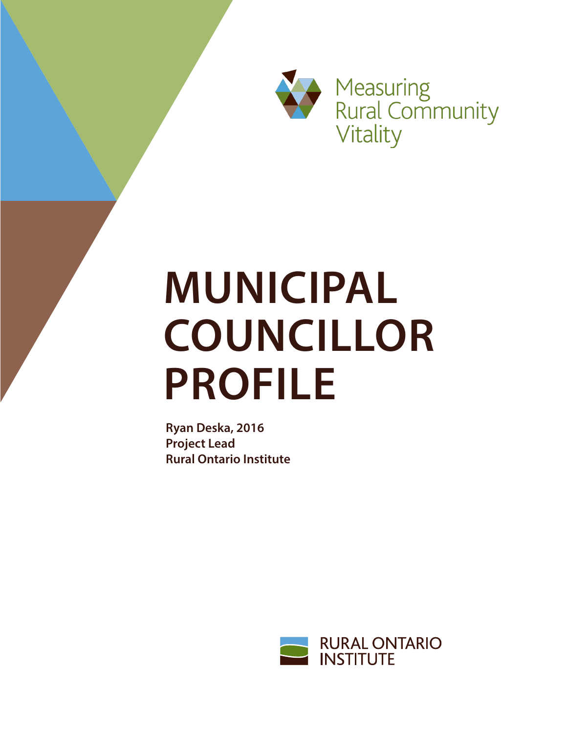Measuring Rural Community Vitality

# MUNICIPAL COUNCILLOR PROFILE

**Ryan Deska, 2016**
**Project Lead**
**Rural Ontario Institute**

RURAL ONTARIO INSTITUTE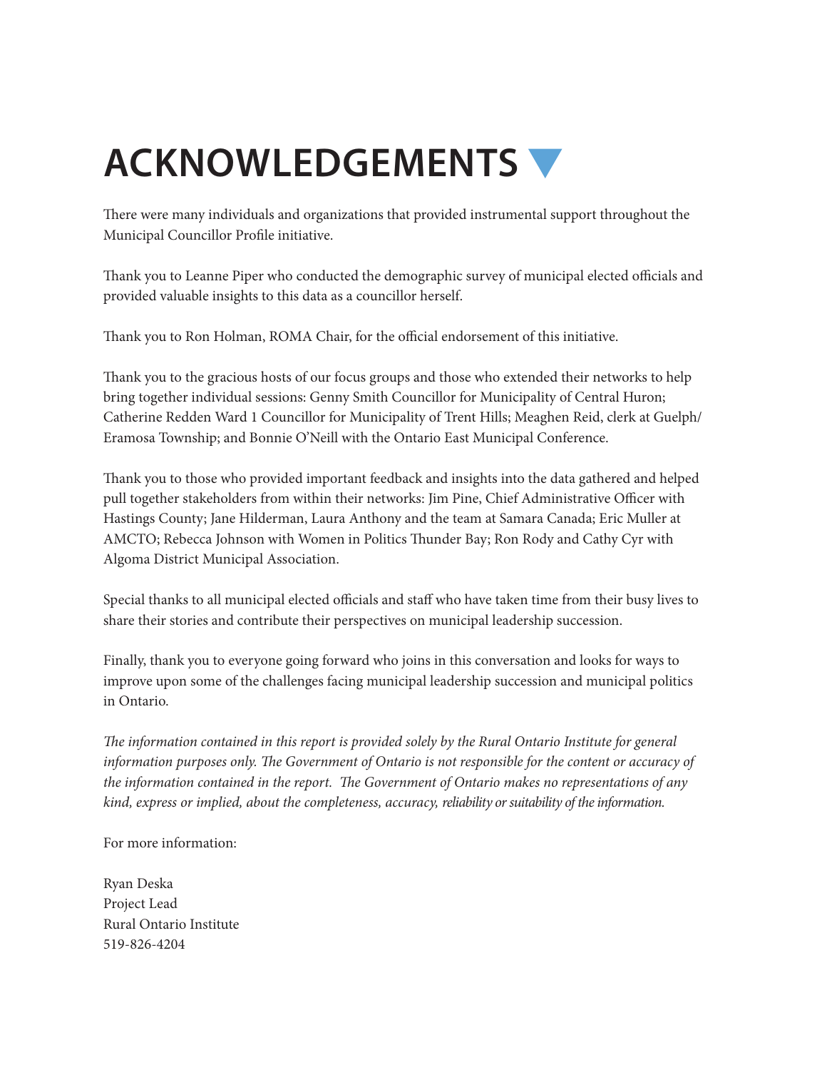# ACKNOWLEDGEMENTS

There were many individuals and organizations that provided instrumental support throughout the Municipal Councillor Profile initiative.

Thank you to Leanne Piper who conducted the demographic survey of municipal elected officials and provided valuable insights to this data as a councillor herself.

Thank you to Ron Holman, ROMA Chair, for the official endorsement of this initiative.

Thank you to the gracious hosts of our focus groups and those who extended their networks to help bring together individual sessions: Genny Smith Councillor for Municipality of Central Huron; Catherine Redden Ward 1 Councillor for Municipality of Trent Hills; Meaghen Reid, clerk at Guelph/Eramosa Township; and Bonnie O'Neill with the Ontario East Municipal Conference.

Thank you to those who provided important feedback and insights into the data gathered and helped pull together stakeholders from within their networks: Jim Pine, Chief Administrative Officer with Hastings County; Jane Hilderman, Laura Anthony and the team at Samara Canada; Eric Muller at AMCTO; Rebecca Johnson with Women in Politics Thunder Bay; Ron Rody and Cathy Cyr with Algoma District Municipal Association.

Special thanks to all municipal elected officials and staff who have taken time from their busy lives to share their stories and contribute their perspectives on municipal leadership succession.

Finally, thank you to everyone going forward who joins in this conversation and looks for ways to improve upon some of the challenges facing municipal leadership succession and municipal politics in Ontario.

*The information contained in this report is provided solely by the Rural Ontario Institute for general information purposes only. The Government of Ontario is not responsible for the content or accuracy of the information contained in the report. The Government of Ontario makes no representations of any kind, express or implied, about the completeness, accuracy, reliability or suitability of the information.*

For more information:

Ryan Deska  
Project Lead  
Rural Ontario Institute  
519-826-4204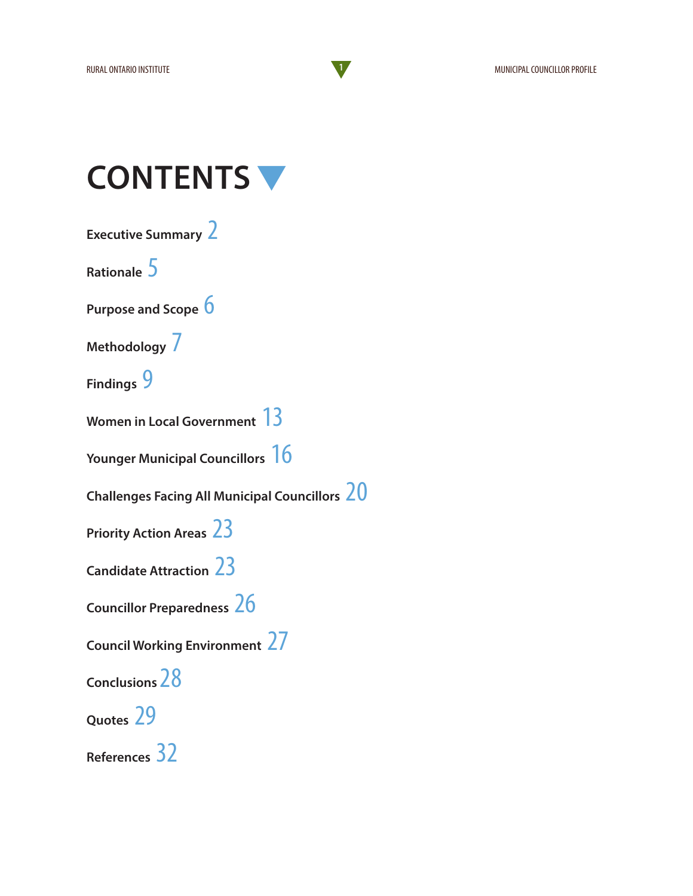# CONTENTS

Executive Summary 2

Rationale 5

Purpose and Scope 6

Methodology 7

Findings 9

Women in Local Government 13

Younger Municipal Councillors 16

Challenges Facing All Municipal Councillors 20

Priority Action Areas 23

Candidate Attraction 23

Councillor Preparedness 26

Council Working Environment 27

Conclusions 28

Quotes 29

References 32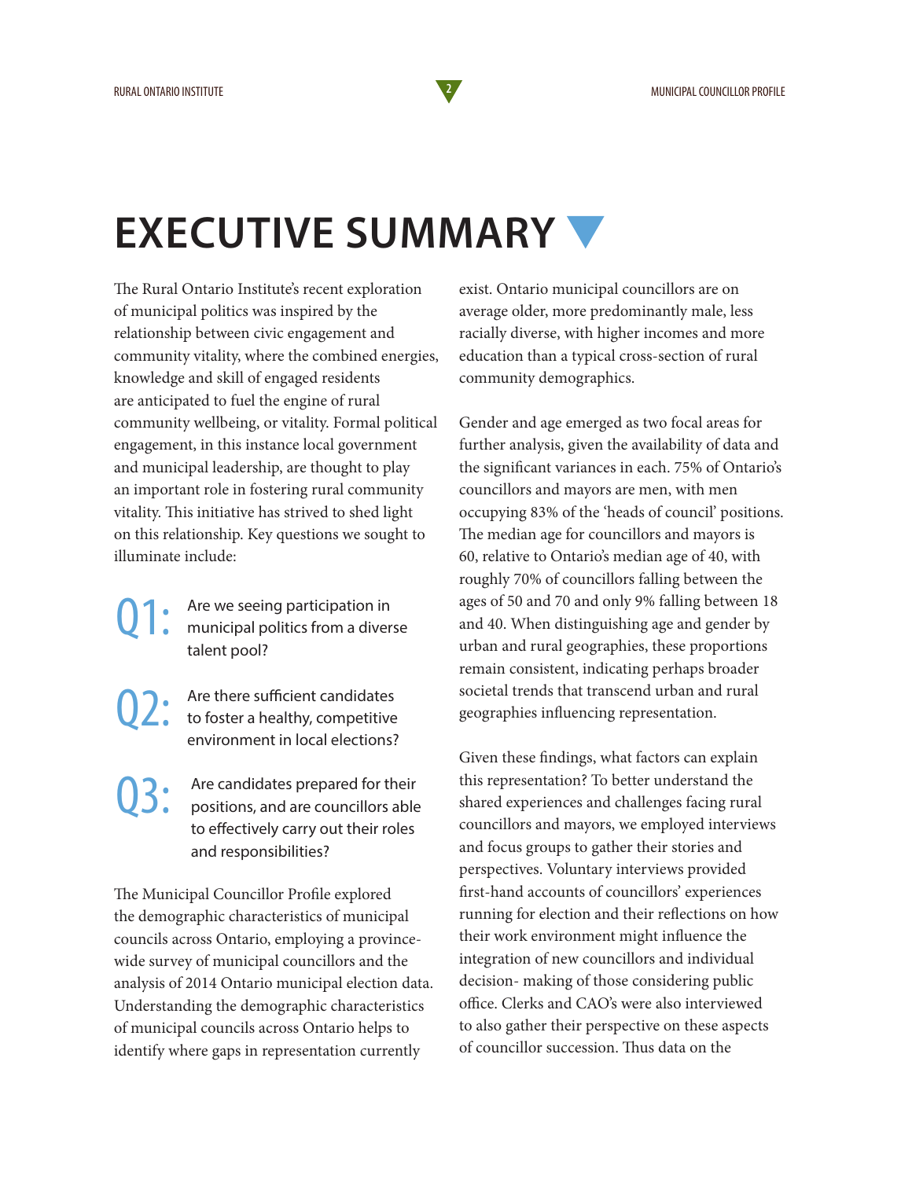# EXECUTIVE SUMMARY

The Rural Ontario Institute's recent exploration of municipal politics was inspired by the relationship between civic engagement and community vitality, where the combined energies, knowledge and skill of engaged residents are anticipated to fuel the engine of rural community wellbeing, or vitality. Formal political engagement, in this instance local government and municipal leadership, are thought to play an important role in fostering rural community vitality. This initiative has strived to shed light on this relationship. Key questions we sought to illuminate include:

**Q1:** Are we seeing participation in municipal politics from a diverse talent pool?

**Q2:** Are there sufficient candidates to foster a healthy, competitive environment in local elections?

**Q3:** Are candidates prepared for their positions, and are councillors able to effectively carry out their roles and responsibilities?

The Municipal Councillor Profile explored the demographic characteristics of municipal councils across Ontario, employing a province-wide survey of municipal councillors and the analysis of 2014 Ontario municipal election data. Understanding the demographic characteristics of municipal councils across Ontario helps to identify where gaps in representation currently exist. Ontario municipal councillors are on average older, more predominantly male, less racially diverse, with higher incomes and more education than a typical cross-section of rural community demographics.

Gender and age emerged as two focal areas for further analysis, given the availability of data and the significant variances in each. 75% of Ontario's councillors and mayors are men, with men occupying 83% of the 'heads of council' positions. The median age for councillors and mayors is 60, relative to Ontario's median age of 40, with roughly 70% of councillors falling between the ages of 50 and 70 and only 9% falling between 18 and 40. When distinguishing age and gender by urban and rural geographies, these proportions remain consistent, indicating perhaps broader societal trends that transcend urban and rural geographies influencing representation.

Given these findings, what factors can explain this representation? To better understand the shared experiences and challenges facing rural councillors and mayors, we employed interviews and focus groups to gather their stories and perspectives. Voluntary interviews provided first-hand accounts of councillors' experiences running for election and their reflections on how their work environment might influence the integration of new councillors and individual decision- making of those considering public office. Clerks and CAO's were also interviewed to also gather their perspective on these aspects of councillor succession. Thus data on the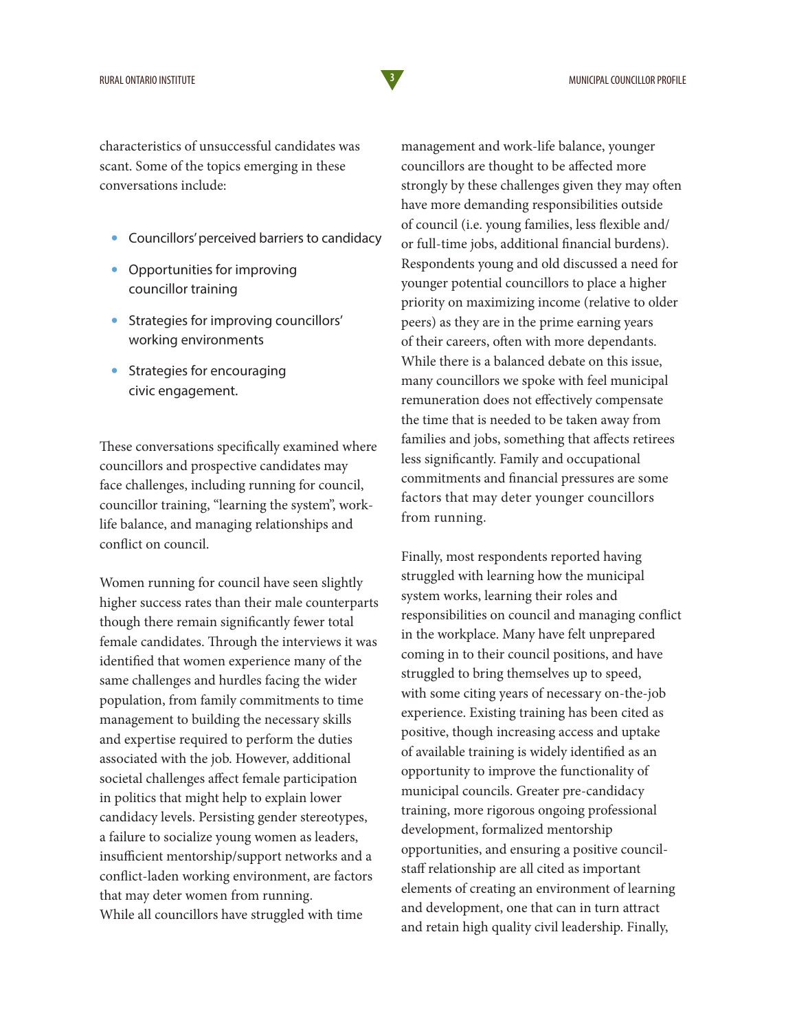characteristics of unsuccessful candidates was scant. Some of the topics emerging in these conversations include:

- Councillors' perceived barriers to candidacy
- Opportunities for improving councillor training
- Strategies for improving councillors' working environments
- Strategies for encouraging civic engagement.

These conversations specifically examined where councillors and prospective candidates may face challenges, including running for council, councillor training, "learning the system", work-life balance, and managing relationships and conflict on council.

Women running for council have seen slightly higher success rates than their male counterparts though there remain significantly fewer total female candidates. Through the interviews it was identified that women experience many of the same challenges and hurdles facing the wider population, from family commitments to time management to building the necessary skills and expertise required to perform the duties associated with the job. However, additional societal challenges affect female participation in politics that might help to explain lower candidacy levels. Persisting gender stereotypes, a failure to socialize young women as leaders, insufficient mentorship/support networks and a conflict-laden working environment, are factors that may deter women from running.

While all councillors have struggled with time management and work-life balance, younger councillors are thought to be affected more strongly by these challenges given they may often have more demanding responsibilities outside of council (i.e. young families, less flexible and/or full-time jobs, additional financial burdens). Respondents young and old discussed a need for younger potential councillors to place a higher priority on maximizing income (relative to older peers) as they are in the prime earning years of their careers, often with more dependants. While there is a balanced debate on this issue, many councillors we spoke with feel municipal remuneration does not effectively compensate the time that is needed to be taken away from families and jobs, something that affects retirees less significantly. Family and occupational commitments and financial pressures are some factors that may deter younger councillors from running.

Finally, most respondents reported having struggled with learning how the municipal system works, learning their roles and responsibilities on council and managing conflict in the workplace. Many have felt unprepared coming in to their council positions, and have struggled to bring themselves up to speed, with some citing years of necessary on-the-job experience. Existing training has been cited as positive, though increasing access and uptake of available training is widely identified as an opportunity to improve the functionality of municipal councils. Greater pre-candidacy training, more rigorous ongoing professional development, formalized mentorship opportunities, and ensuring a positive council-staff relationship are all cited as important elements of creating an environment of learning and development, one that can in turn attract and retain high quality civil leadership. Finally,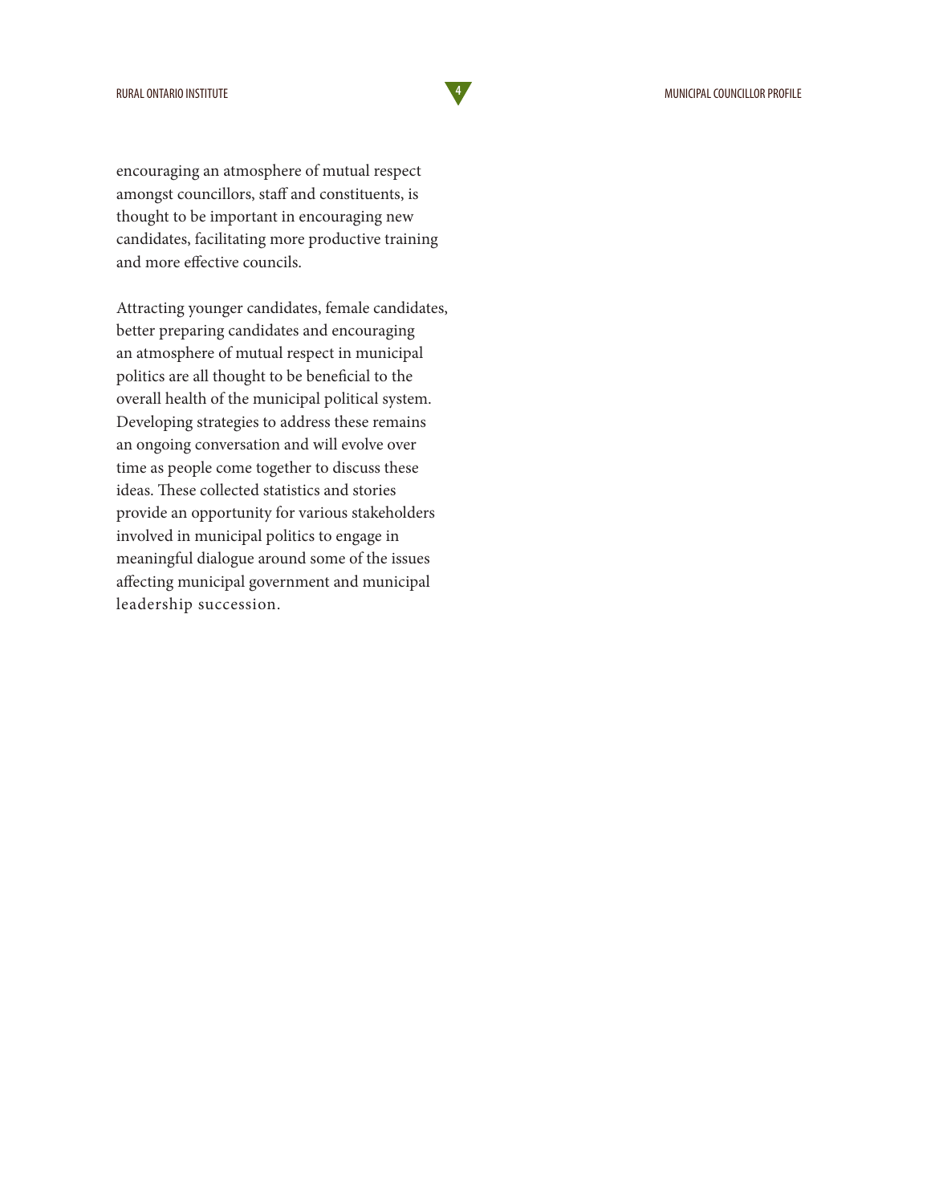encouraging an atmosphere of mutual respect amongst councillors, staff and constituents, is thought to be important in encouraging new candidates, facilitating more productive training and more effective councils.

Attracting younger candidates, female candidates, better preparing candidates and encouraging an atmosphere of mutual respect in municipal politics are all thought to be beneficial to the overall health of the municipal political system. Developing strategies to address these remains an ongoing conversation and will evolve over time as people come together to discuss these ideas. These collected statistics and stories provide an opportunity for various stakeholders involved in municipal politics to engage in meaningful dialogue around some of the issues affecting municipal government and municipal leadership succession.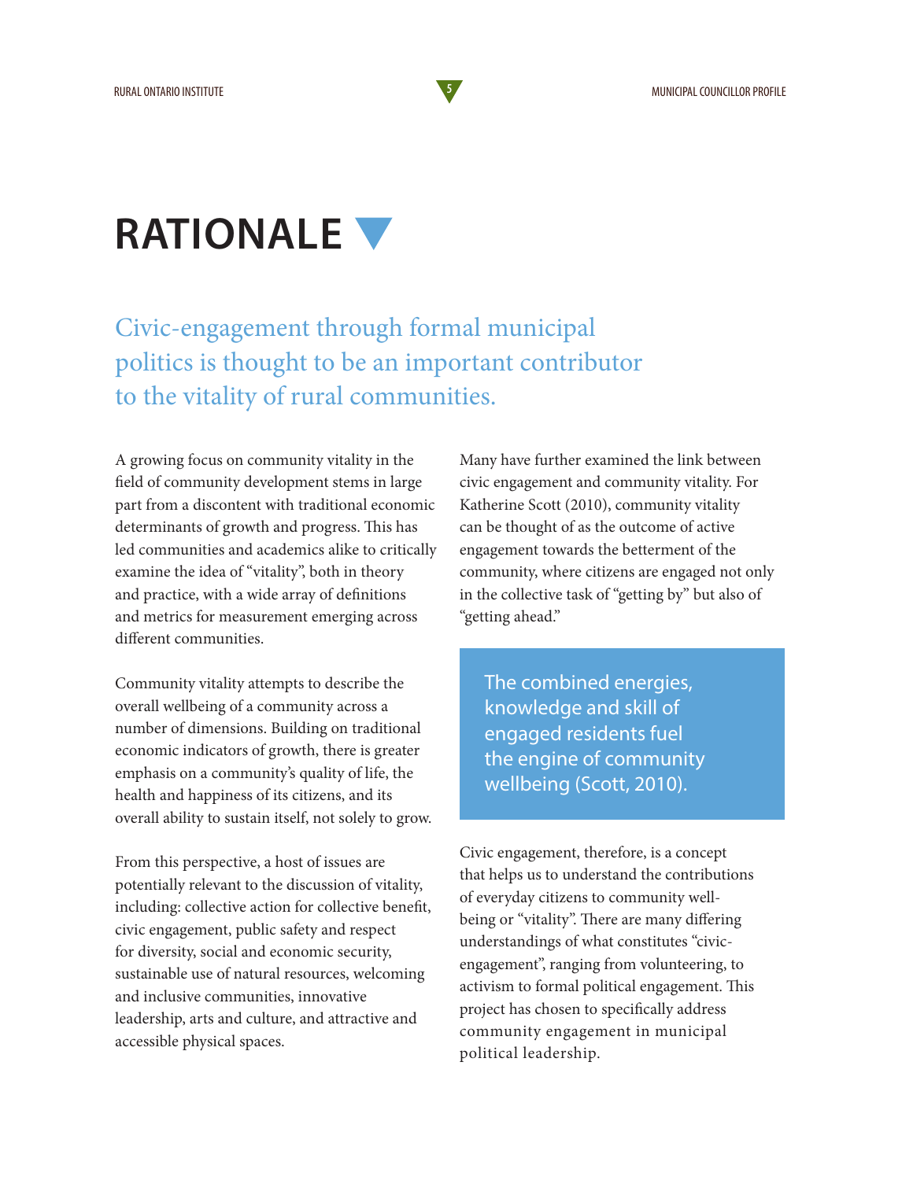# RATIONALE

Civic-engagement through formal municipal politics is thought to be an important contributor to the vitality of rural communities.

A growing focus on community vitality in the field of community development stems in large part from a discontent with traditional economic determinants of growth and progress. This has led communities and academics alike to critically examine the idea of "vitality", both in theory and practice, with a wide array of definitions and metrics for measurement emerging across different communities.

Community vitality attempts to describe the overall wellbeing of a community across a number of dimensions. Building on traditional economic indicators of growth, there is greater emphasis on a community's quality of life, the health and happiness of its citizens, and its overall ability to sustain itself, not solely to grow.

From this perspective, a host of issues are potentially relevant to the discussion of vitality, including: collective action for collective benefit, civic engagement, public safety and respect for diversity, social and economic security, sustainable use of natural resources, welcoming and inclusive communities, innovative leadership, arts and culture, and attractive and accessible physical spaces.

Many have further examined the link between civic engagement and community vitality. For Katherine Scott (2010), community vitality can be thought of as the outcome of active engagement towards the betterment of the community, where citizens are engaged not only in the collective task of "getting by" but also of "getting ahead."

> The combined energies, knowledge and skill of engaged residents fuel the engine of community wellbeing (Scott, 2010).

Civic engagement, therefore, is a concept that helps us to understand the contributions of everyday citizens to community well-being or "vitality". There are many differing understandings of what constitutes "civic-engagement", ranging from volunteering, to activism to formal political engagement. This project has chosen to specifically address community engagement in municipal political leadership.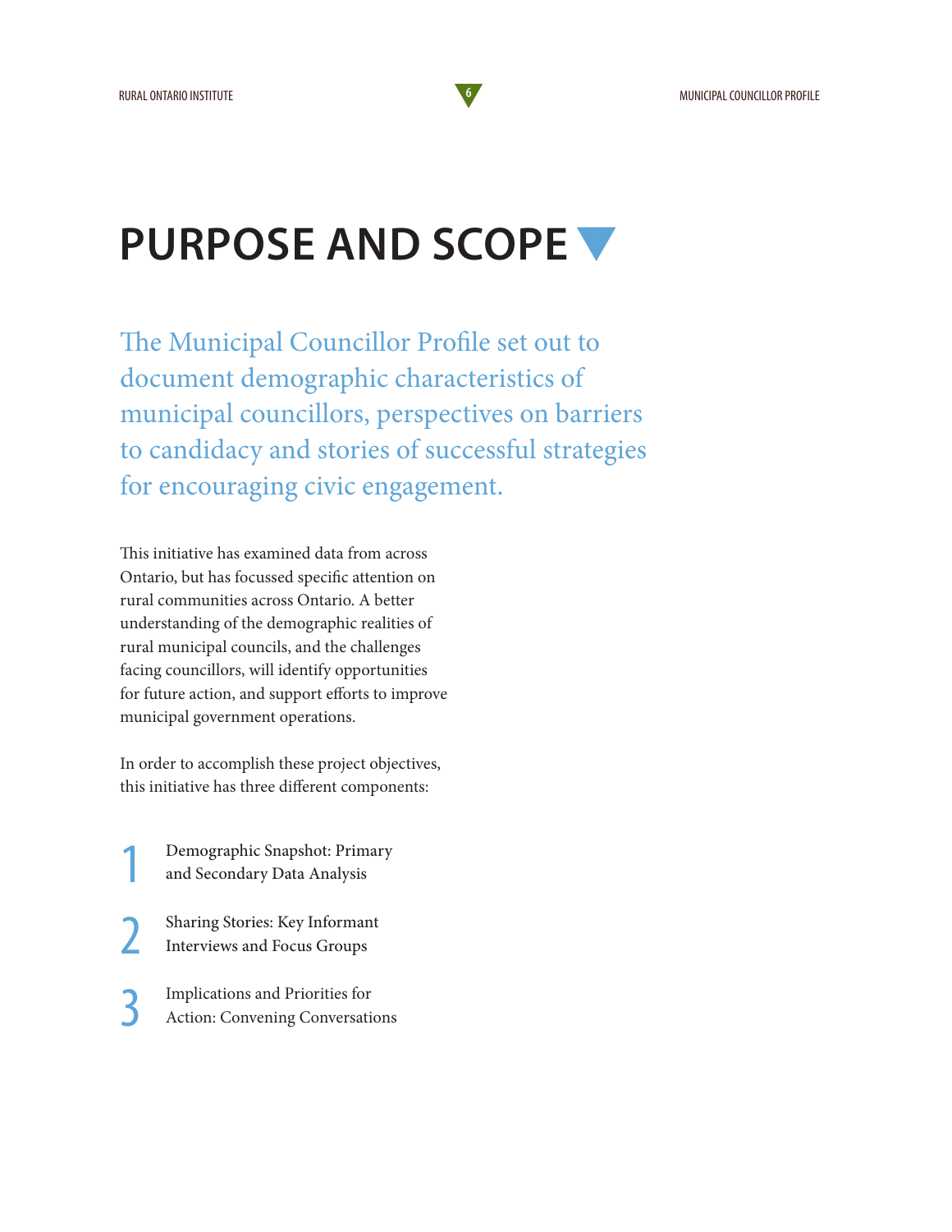# PURPOSE AND SCOPE

The Municipal Councillor Profile set out to document demographic characteristics of municipal councillors, perspectives on barriers to candidacy and stories of successful strategies for encouraging civic engagement.

This initiative has examined data from across Ontario, but has focussed specific attention on rural communities across Ontario. A better understanding of the demographic realities of rural municipal councils, and the challenges facing councillors, will identify opportunities for future action, and support efforts to improve municipal government operations.

In order to accomplish these project objectives, this initiative has three different components:

1. Demographic Snapshot: Primary and Secondary Data Analysis
2. Sharing Stories: Key Informant Interviews and Focus Groups
3. Implications and Priorities for Action: Convening Conversations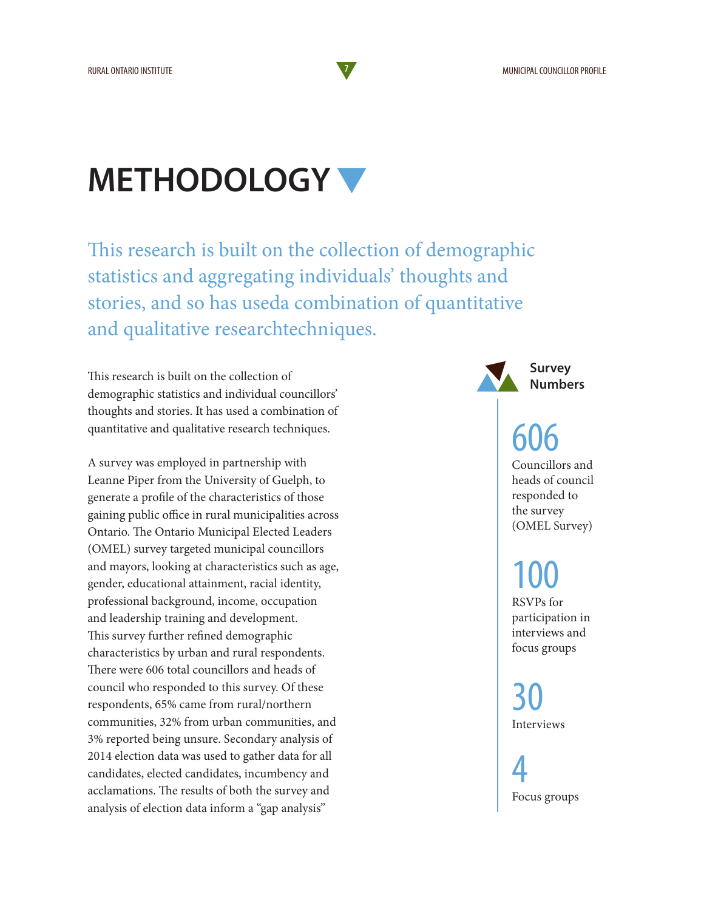# METHODOLOGY

This research is built on the collection of demographic statistics and aggregating individuals' thoughts and stories, and so has useda combination of quantitative and qualitative researchtechniques.

This research is built on the collection of demographic statistics and individual councillors' thoughts and stories. It has used a combination of quantitative and qualitative research techniques.

A survey was employed in partnership with Leanne Piper from the University of Guelph, to generate a profile of the characteristics of those gaining public office in rural municipalities across Ontario. The Ontario Municipal Elected Leaders (OMEL) survey targeted municipal councillors and mayors, looking at characteristics such as age, gender, educational attainment, racial identity, professional background, income, occupation and leadership training and development. This survey further refined demographic characteristics by urban and rural respondents. There were 606 total councillors and heads of council who responded to this survey. Of these respondents, 65% came from rural/northern communities, 32% from urban communities, and 3% reported being unsure. Secondary analysis of 2014 election data was used to gather data for all candidates, elected candidates, incumbency and acclamations. The results of both the survey and analysis of election data inform a "gap analysis"

**Survey Numbers**

**606**
Councillors and heads of council responded to the survey (OMEL Survey)

**100**
RSVPs for participation in interviews and focus groups

**30**
Interviews

**4**
Focus groups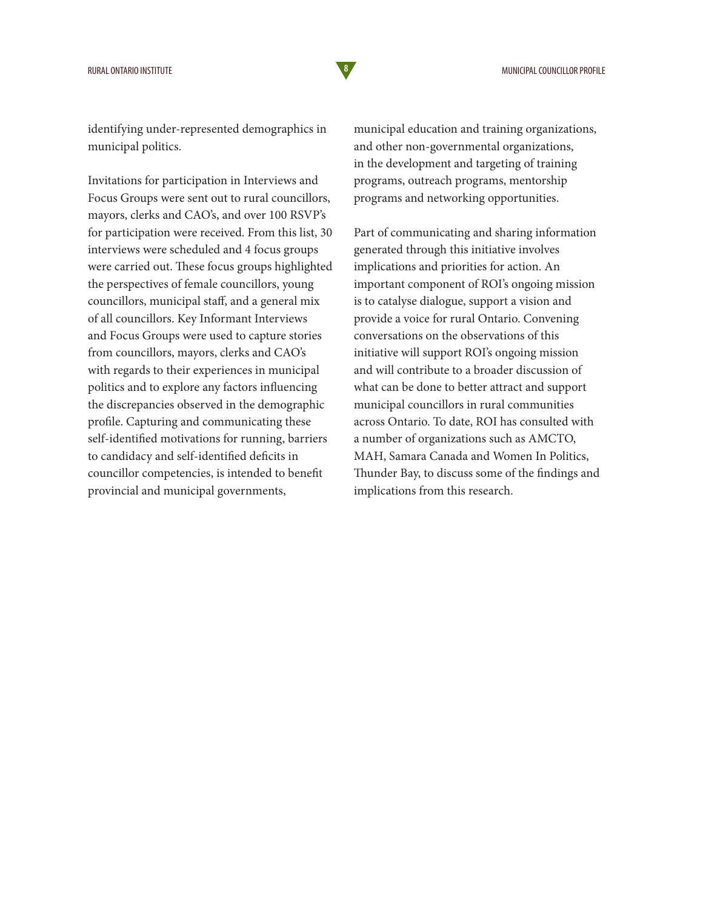identifying under-represented demographics in municipal politics.

Invitations for participation in Interviews and Focus Groups were sent out to rural councillors, mayors, clerks and CAO's, and over 100 RSVP's for participation were received. From this list, 30 interviews were scheduled and 4 focus groups were carried out. These focus groups highlighted the perspectives of female councillors, young councillors, municipal staff, and a general mix of all councillors. Key Informant Interviews and Focus Groups were used to capture stories from councillors, mayors, clerks and CAO's with regards to their experiences in municipal politics and to explore any factors influencing the discrepancies observed in the demographic profile. Capturing and communicating these self-identified motivations for running, barriers to candidacy and self-identified deficits in councillor competencies, is intended to benefit provincial and municipal governments, municipal education and training organizations, and other non-governmental organizations, in the development and targeting of training programs, outreach programs, mentorship programs and networking opportunities.

Part of communicating and sharing information generated through this initiative involves implications and priorities for action. An important component of ROI's ongoing mission is to catalyse dialogue, support a vision and provide a voice for rural Ontario. Convening conversations on the observations of this initiative will support ROI's ongoing mission and will contribute to a broader discussion of what can be done to better attract and support municipal councillors in rural communities across Ontario. To date, ROI has consulted with a number of organizations such as AMCTO, MAH, Samara Canada and Women In Politics, Thunder Bay, to discuss some of the findings and implications from this research.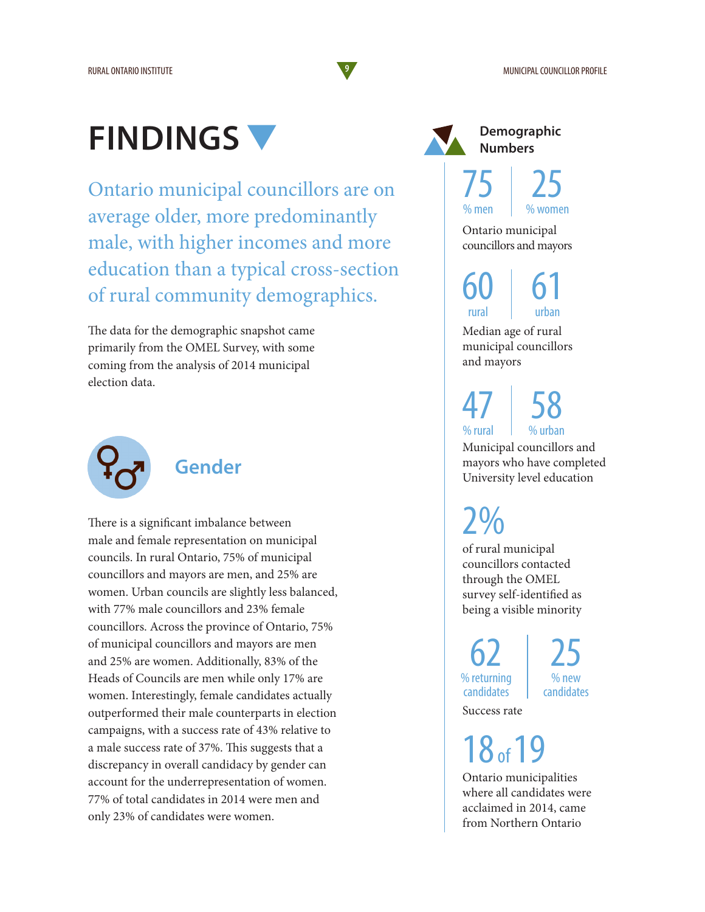# FINDINGS

Ontario municipal councillors are on average older, more predominantly male, with higher incomes and more education than a typical cross-section of rural community demographics.

The data for the demographic snapshot came primarily from the OMEL Survey, with some coming from the analysis of 2014 municipal election data.

## Gender

There is a significant imbalance between male and female representation on municipal councils. In rural Ontario, 75% of municipal councillors and mayors are men, and 25% are women. Urban councils are slightly less balanced, with 77% male councillors and 23% female councillors. Across the province of Ontario, 75% of municipal councillors and mayors are men and 25% are women. Additionally, 83% of the Heads of Councils are men while only 17% are women. Interestingly, female candidates actually outperformed their male counterparts in election campaigns, with a success rate of 43% relative to a male success rate of 37%. This suggests that a discrepancy in overall candidacy by gender can account for the underrepresentation of women. 77% of total candidates in 2014 were men and only 23% of candidates were women.

### Demographic Numbers

**75** % men | **25** % women

Ontario municipal councillors and mayors

**60** rural | **61** urban

Median age of rural municipal councillors and mayors

**47** % rural | **58** % urban

Municipal councillors and mayors who have completed University level education

**2%**

of rural municipal councillors contacted through the OMEL survey self-identified as being a visible minority

**62** % returning candidates | **25** % new candidates

Success rate

**18 of 19**

Ontario municipalities where all candidates were acclaimed in 2014, came from Northern Ontario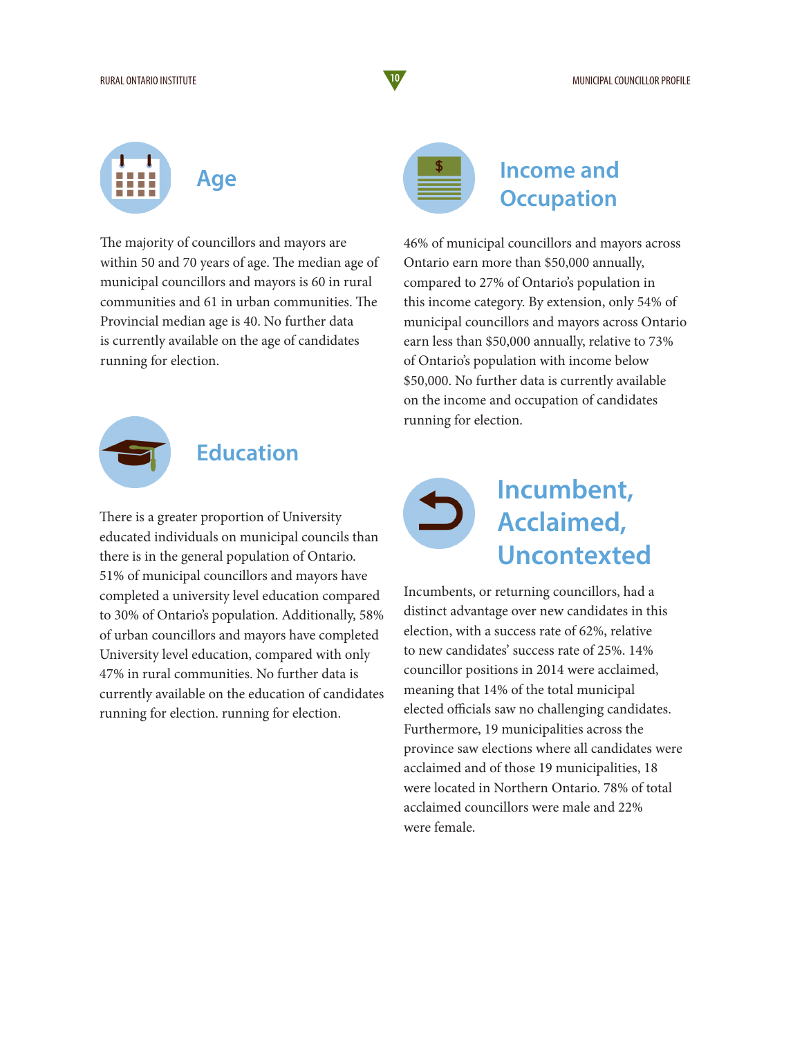## Age

The majority of councillors and mayors are within 50 and 70 years of age. The median age of municipal councillors and mayors is 60 in rural communities and 61 in urban communities. The Provincial median age is 40. No further data is currently available on the age of candidates running for election.

## Education

There is a greater proportion of University educated individuals on municipal councils than there is in the general population of Ontario. 51% of municipal councillors and mayors have completed a university level education compared to 30% of Ontario's population. Additionally, 58% of urban councillors and mayors have completed University level education, compared with only 47% in rural communities. No further data is currently available on the education of candidates running for election. running for election.

## Income and Occupation

46% of municipal councillors and mayors across Ontario earn more than $50,000 annually, compared to 27% of Ontario's population in this income category. By extension, only 54% of municipal councillors and mayors across Ontario earn less than $50,000 annually, relative to 73% of Ontario's population with income below $50,000. No further data is currently available on the income and occupation of candidates running for election.

## Incumbent, Acclaimed, Uncontexted

Incumbents, or returning councillors, had a distinct advantage over new candidates in this election, with a success rate of 62%, relative to new candidates' success rate of 25%. 14% councillor positions in 2014 were acclaimed, meaning that 14% of the total municipal elected officials saw no challenging candidates. Furthermore, 19 municipalities across the province saw elections where all candidates were acclaimed and of those 19 municipalities, 18 were located in Northern Ontario. 78% of total acclaimed councillors were male and 22% were female.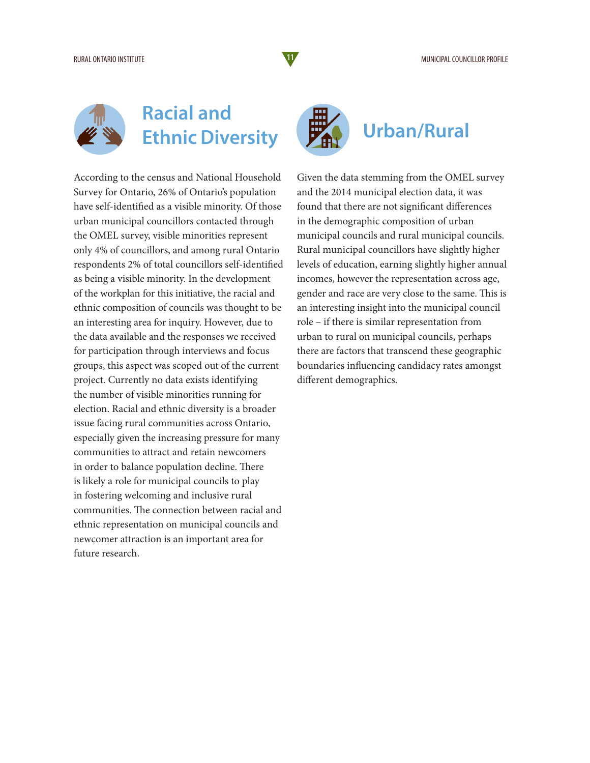## Racial and Ethnic Diversity

According to the census and National Household Survey for Ontario, 26% of Ontario's population have self-identified as a visible minority. Of those urban municipal councillors contacted through the OMEL survey, visible minorities represent only 4% of councillors, and among rural Ontario respondents 2% of total councillors self-identified as being a visible minority. In the development of the workplan for this initiative, the racial and ethnic composition of councils was thought to be an interesting area for inquiry. However, due to the data available and the responses we received for participation through interviews and focus groups, this aspect was scoped out of the current project. Currently no data exists identifying the number of visible minorities running for election. Racial and ethnic diversity is a broader issue facing rural communities across Ontario, especially given the increasing pressure for many communities to attract and retain newcomers in order to balance population decline. There is likely a role for municipal councils to play in fostering welcoming and inclusive rural communities. The connection between racial and ethnic representation on municipal councils and newcomer attraction is an important area for future research.

## Urban/Rural

Given the data stemming from the OMEL survey and the 2014 municipal election data, it was found that there are not significant differences in the demographic composition of urban municipal councils and rural municipal councils. Rural municipal councillors have slightly higher levels of education, earning slightly higher annual incomes, however the representation across age, gender and race are very close to the same. This is an interesting insight into the municipal council role – if there is similar representation from urban to rural on municipal councils, perhaps there are factors that transcend these geographic boundaries influencing candidacy rates amongst different demographics.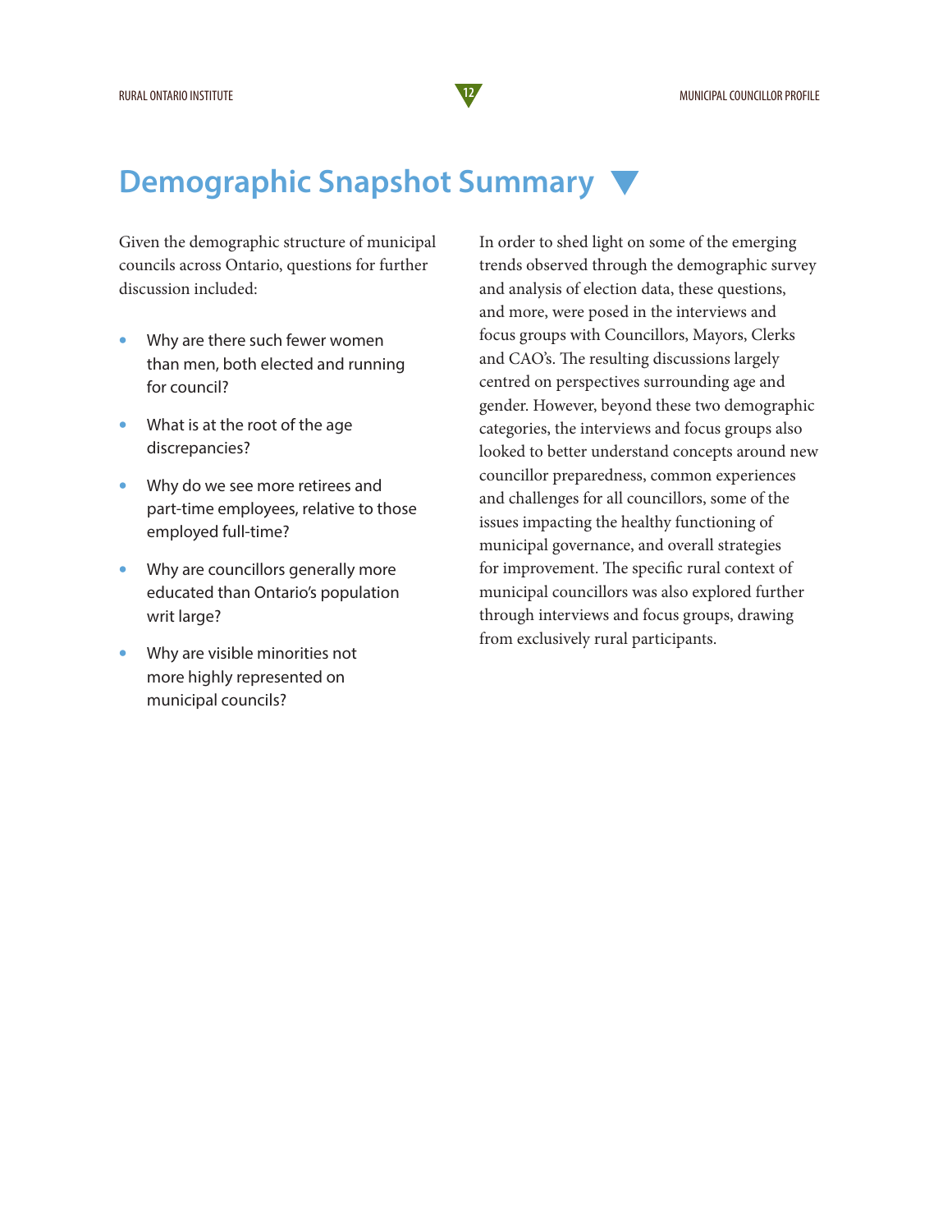# Demographic Snapshot Summary

Given the demographic structure of municipal councils across Ontario, questions for further discussion included:

- Why are there such fewer women than men, both elected and running for council?
- What is at the root of the age discrepancies?
- Why do we see more retirees and part-time employees, relative to those employed full-time?
- Why are councillors generally more educated than Ontario's population writ large?
- Why are visible minorities not more highly represented on municipal councils?

In order to shed light on some of the emerging trends observed through the demographic survey and analysis of election data, these questions, and more, were posed in the interviews and focus groups with Councillors, Mayors, Clerks and CAO's. The resulting discussions largely centred on perspectives surrounding age and gender. However, beyond these two demographic categories, the interviews and focus groups also looked to better understand concepts around new councillor preparedness, common experiences and challenges for all councillors, some of the issues impacting the healthy functioning of municipal governance, and overall strategies for improvement. The specific rural context of municipal councillors was also explored further through interviews and focus groups, drawing from exclusively rural participants.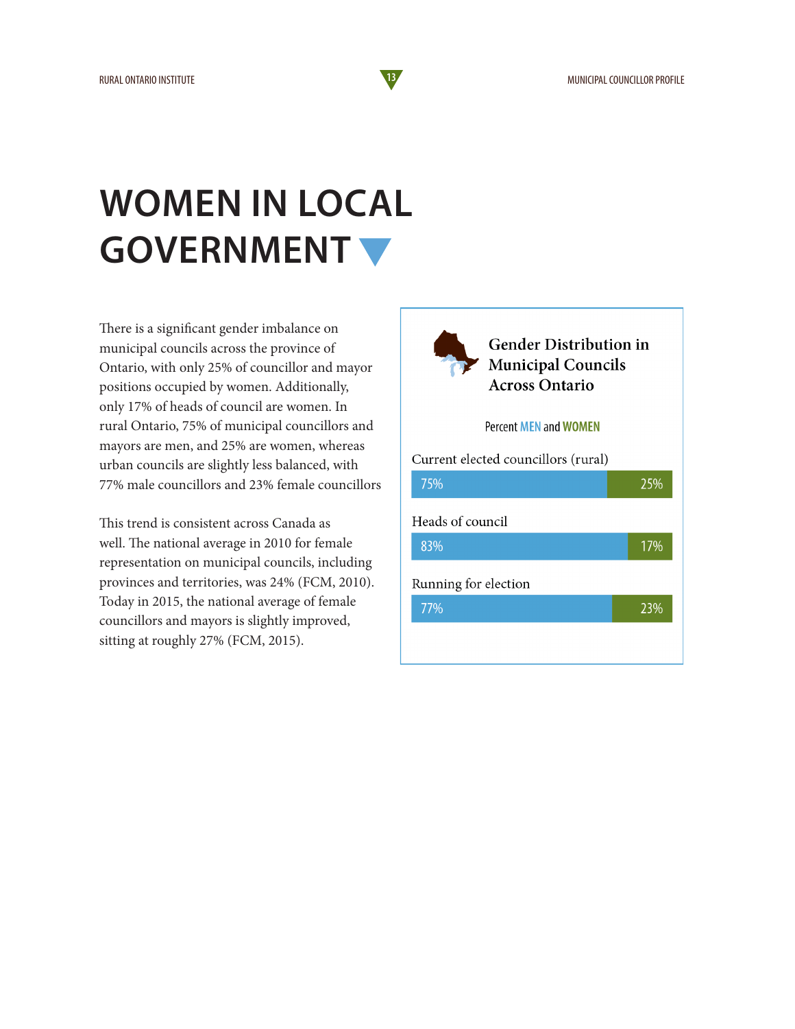# WOMEN IN LOCAL GOVERNMENT

There is a significant gender imbalance on municipal councils across the province of Ontario, with only 25% of councillor and mayor positions occupied by women. Additionally, only 17% of heads of council are women. In rural Ontario, 75% of municipal councillors and mayors are men, and 25% are women, whereas urban councils are slightly less balanced, with 77% male councillors and 23% female councillors

This trend is consistent across Canada as well. The national average in 2010 for female representation on municipal councils, including provinces and territories, was 24% (FCM, 2010). Today in 2015, the national average of female councillors and mayors is slightly improved, sitting at roughly 27% (FCM, 2015).

**Gender Distribution in Municipal Councils Across Ontario**

Percent MEN and WOMEN

| | Men | Women |
|---|---|---|
| Current elected councillors (rural) | 75% | 25% |
| Heads of council | 83% | 17% |
| Running for election | 77% | 23% |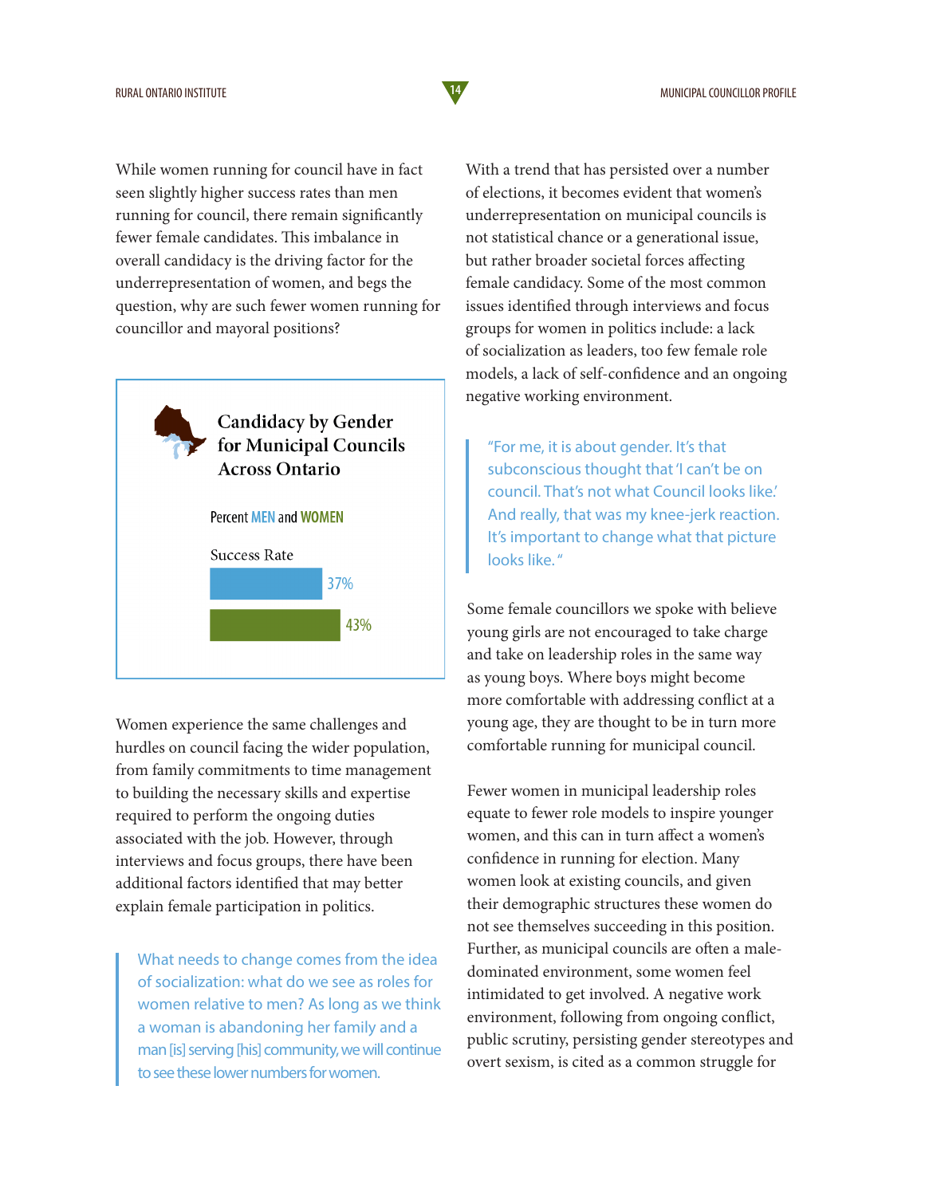While women running for council have in fact seen slightly higher success rates than men running for council, there remain significantly fewer female candidates. This imbalance in overall candidacy is the driving factor for the underrepresentation of women, and begs the question, why are such fewer women running for councillor and mayoral positions?

**Candidacy by Gender for Municipal Councils Across Ontario**

Percent MEN and WOMEN

| Success Rate | |
|---|---|
| Men | 37% |
| Women | 43% |

Women experience the same challenges and hurdles on council facing the wider population, from family commitments to time management to building the necessary skills and expertise required to perform the ongoing duties associated with the job. However, through interviews and focus groups, there have been additional factors identified that may better explain female participation in politics.

> What needs to change comes from the idea of socialization: what do we see as roles for women relative to men? As long as we think a woman is abandoning her family and a man [is] serving [his] community, we will continue to see these lower numbers for women.

With a trend that has persisted over a number of elections, it becomes evident that women's underrepresentation on municipal councils is not statistical chance or a generational issue, but rather broader societal forces affecting female candidacy. Some of the most common issues identified through interviews and focus groups for women in politics include: a lack of socialization as leaders, too few female role models, a lack of self-confidence and an ongoing negative working environment.

> "For me, it is about gender. It's that subconscious thought that 'I can't be on council. That's not what Council looks like.' And really, that was my knee-jerk reaction. It's important to change what that picture looks like."

Some female councillors we spoke with believe young girls are not encouraged to take charge and take on leadership roles in the same way as young boys. Where boys might become more comfortable with addressing conflict at a young age, they are thought to be in turn more comfortable running for municipal council.

Fewer women in municipal leadership roles equate to fewer role models to inspire younger women, and this can in turn affect a women's confidence in running for election. Many women look at existing councils, and given their demographic structures these women do not see themselves succeeding in this position. Further, as municipal councils are often a male-dominated environment, some women feel intimidated to get involved. A negative work environment, following from ongoing conflict, public scrutiny, persisting gender stereotypes and overt sexism, is cited as a common struggle for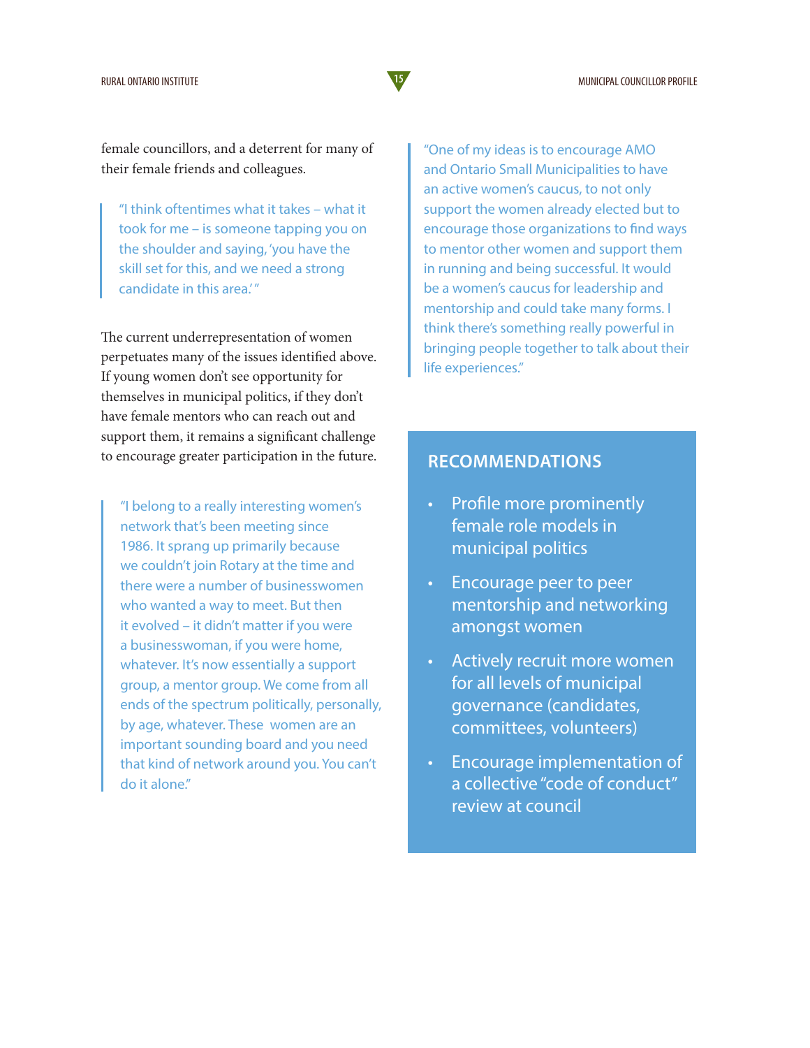female councillors, and a deterrent for many of their female friends and colleagues.

> "I think oftentimes what it takes – what it took for me – is someone tapping you on the shoulder and saying, 'you have the skill set for this, and we need a strong candidate in this area.'"

The current underrepresentation of women perpetuates many of the issues identified above. If young women don't see opportunity for themselves in municipal politics, if they don't have female mentors who can reach out and support them, it remains a significant challenge to encourage greater participation in the future.

> "I belong to a really interesting women's network that's been meeting since 1986. It sprang up primarily because we couldn't join Rotary at the time and there were a number of businesswomen who wanted a way to meet. But then it evolved – it didn't matter if you were a businesswoman, if you were home, whatever. It's now essentially a support group, a mentor group. We come from all ends of the spectrum politically, personally, by age, whatever. These women are an important sounding board and you need that kind of network around you. You can't do it alone."

> "One of my ideas is to encourage AMO and Ontario Small Municipalities to have an active women's caucus, to not only support the women already elected but to encourage those organizations to find ways to mentor other women and support them in running and being successful. It would be a women's caucus for leadership and mentorship and could take many forms. I think there's something really powerful in bringing people together to talk about their life experiences."

## RECOMMENDATIONS

- Profile more prominently female role models in municipal politics
- Encourage peer to peer mentorship and networking amongst women
- Actively recruit more women for all levels of municipal governance (candidates, committees, volunteers)
- Encourage implementation of a collective "code of conduct" review at council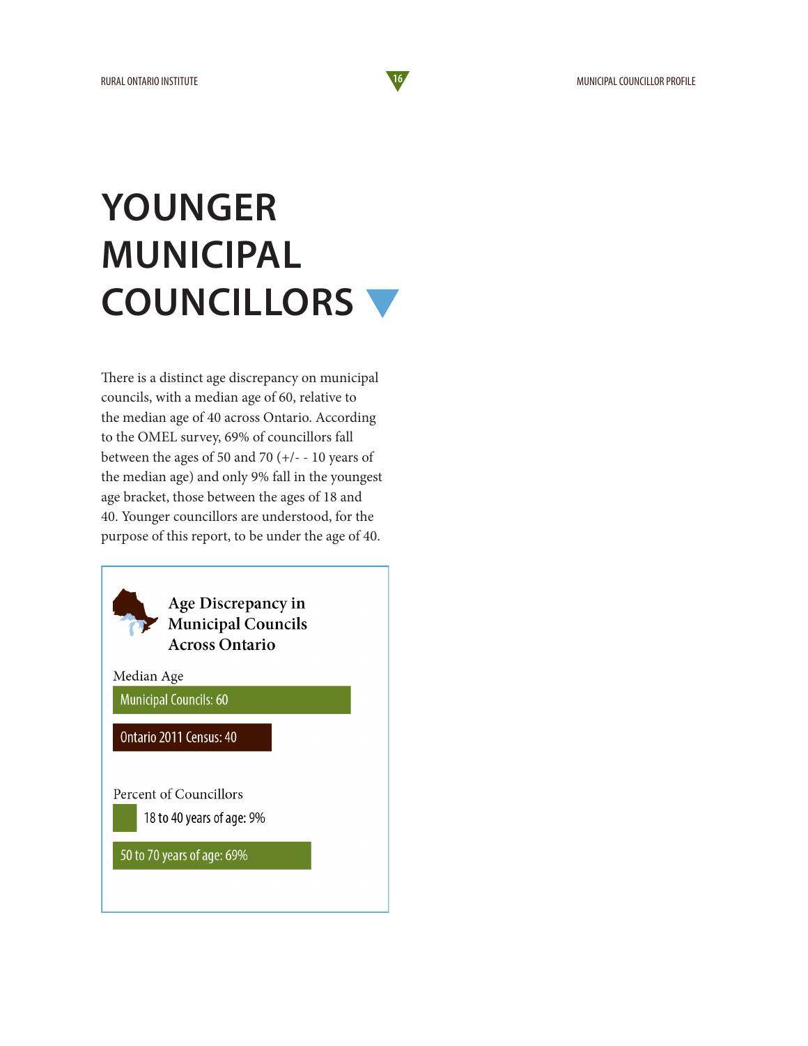# YOUNGER MUNICIPAL COUNCILLORS

There is a distinct age discrepancy on municipal councils, with a median age of 60, relative to the median age of 40 across Ontario. According to the OMEL survey, 69% of councillors fall between the ages of 50 and 70 (+/- - 10 years of the median age) and only 9% fall in the youngest age bracket, those between the ages of 18 and 40. Younger councillors are understood, for the purpose of this report, to be under the age of 40.

### Age Discrepancy in Municipal Councils Across Ontario

Median Age

- Municipal Councils: 60
- Ontario 2011 Census: 40

Percent of Councillors

- 18 to 40 years of age: 9%
- 50 to 70 years of age: 69%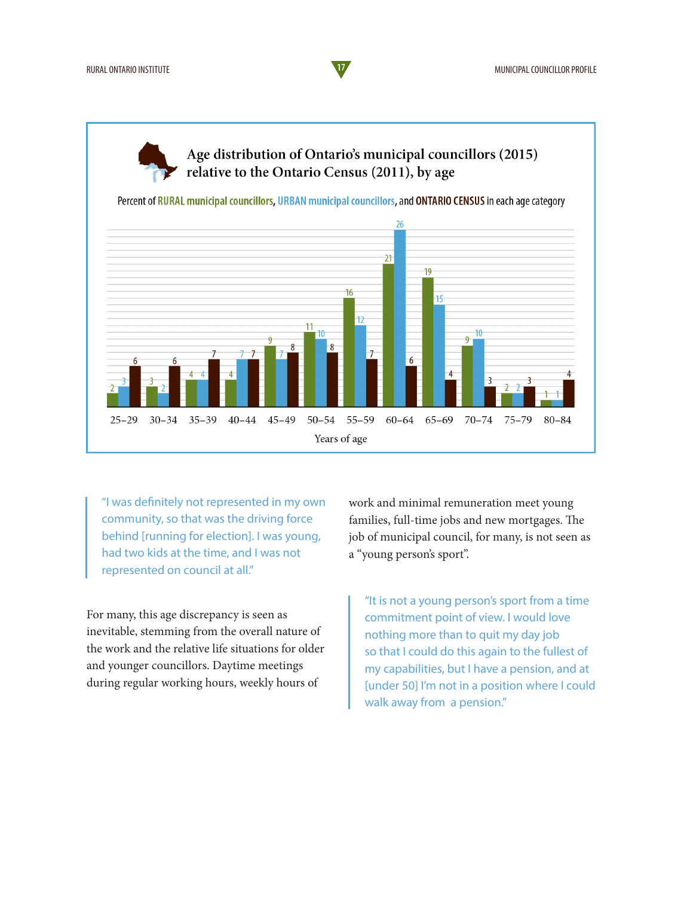## Age distribution of Ontario's municipal councillors (2015) relative to the Ontario Census (2011), by age

Percent of RURAL municipal councillors, URBAN municipal councillors, and ONTARIO CENSUS in each age category

| Years of age | Rural | Urban | Ontario Census |
|---|---|---|---|
| 25–29 | 2 | 3 | 6 |
| 30–34 | 3 | 2 | 6 |
| 35–39 | 4 | 4 | 7 |
| 40–44 | 4 | 7 | 7 |
| 45–49 | 9 | 7 | 8 |
| 50–54 | 11 | 10 | 8 |
| 55–59 | 16 | 12 | 7 |
| 60–64 | 21 | 26 | 6 |
| 65–69 | 19 | 15 | 4 |
| 70–74 | 9 | 10 | 3 |
| 75–79 | 2 | 2 | 3 |
| 80–84 | 1 | 1 | 4 |

> "I was definitely not represented in my own community, so that was the driving force behind [running for election]. I was young, had two kids at the time, and I was not represented on council at all."

For many, this age discrepancy is seen as inevitable, stemming from the overall nature of the work and the relative life situations for older and younger councillors. Daytime meetings during regular working hours, weekly hours of work and minimal remuneration meet young families, full-time jobs and new mortgages. The job of municipal council, for many, is not seen as a "young person's sport".

> "It is not a young person's sport from a time commitment point of view. I would love nothing more than to quit my day job so that I could do this again to the fullest of my capabilities, but I have a pension, and at [under 50] I'm not in a position where I could walk away from a pension."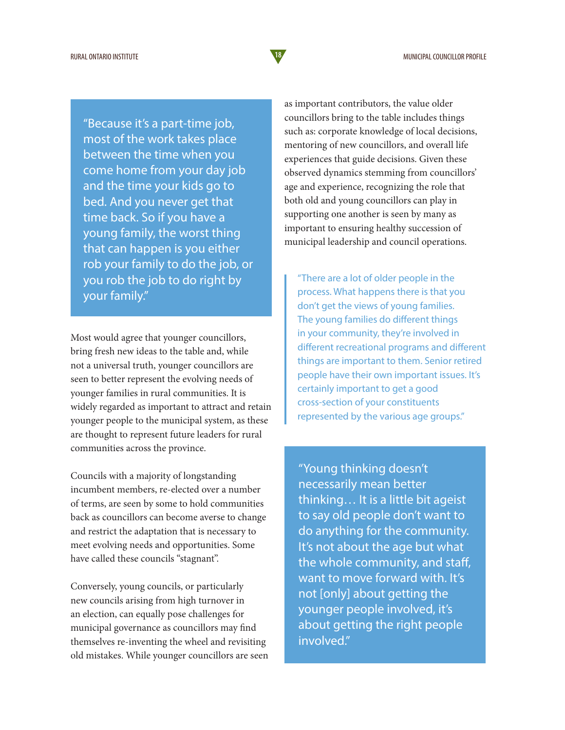> "Because it's a part-time job, most of the work takes place between the time when you come home from your day job and the time your kids go to bed. And you never get that time back. So if you have a young family, the worst thing that can happen is you either rob your family to do the job, or you rob the job to do right by your family."

Most would agree that younger councillors, bring fresh new ideas to the table and, while not a universal truth, younger councillors are seen to better represent the evolving needs of younger families in rural communities. It is widely regarded as important to attract and retain younger people to the municipal system, as these are thought to represent future leaders for rural communities across the province.

Councils with a majority of longstanding incumbent members, re-elected over a number of terms, are seen by some to hold communities back as councillors can become averse to change and restrict the adaptation that is necessary to meet evolving needs and opportunities. Some have called these councils "stagnant".

Conversely, young councils, or particularly new councils arising from high turnover in an election, can equally pose challenges for municipal governance as councillors may find themselves re-inventing the wheel and revisiting old mistakes. While younger councillors are seen as important contributors, the value older councillors bring to the table includes things such as: corporate knowledge of local decisions, mentoring of new councillors, and overall life experiences that guide decisions. Given these observed dynamics stemming from councillors' age and experience, recognizing the role that both old and young councillors can play in supporting one another is seen by many as important to ensuring healthy succession of municipal leadership and council operations.

> "There are a lot of older people in the process. What happens there is that you don't get the views of young families. The young families do different things in your community, they're involved in different recreational programs and different things are important to them. Senior retired people have their own important issues. It's certainly important to get a good cross-section of your constituents represented by the various age groups."

> "Young thinking doesn't necessarily mean better thinking… It is a little bit ageist to say old people don't want to do anything for the community. It's not about the age but what the whole community, and staff, want to move forward with. It's not [only] about getting the younger people involved, it's about getting the right people involved."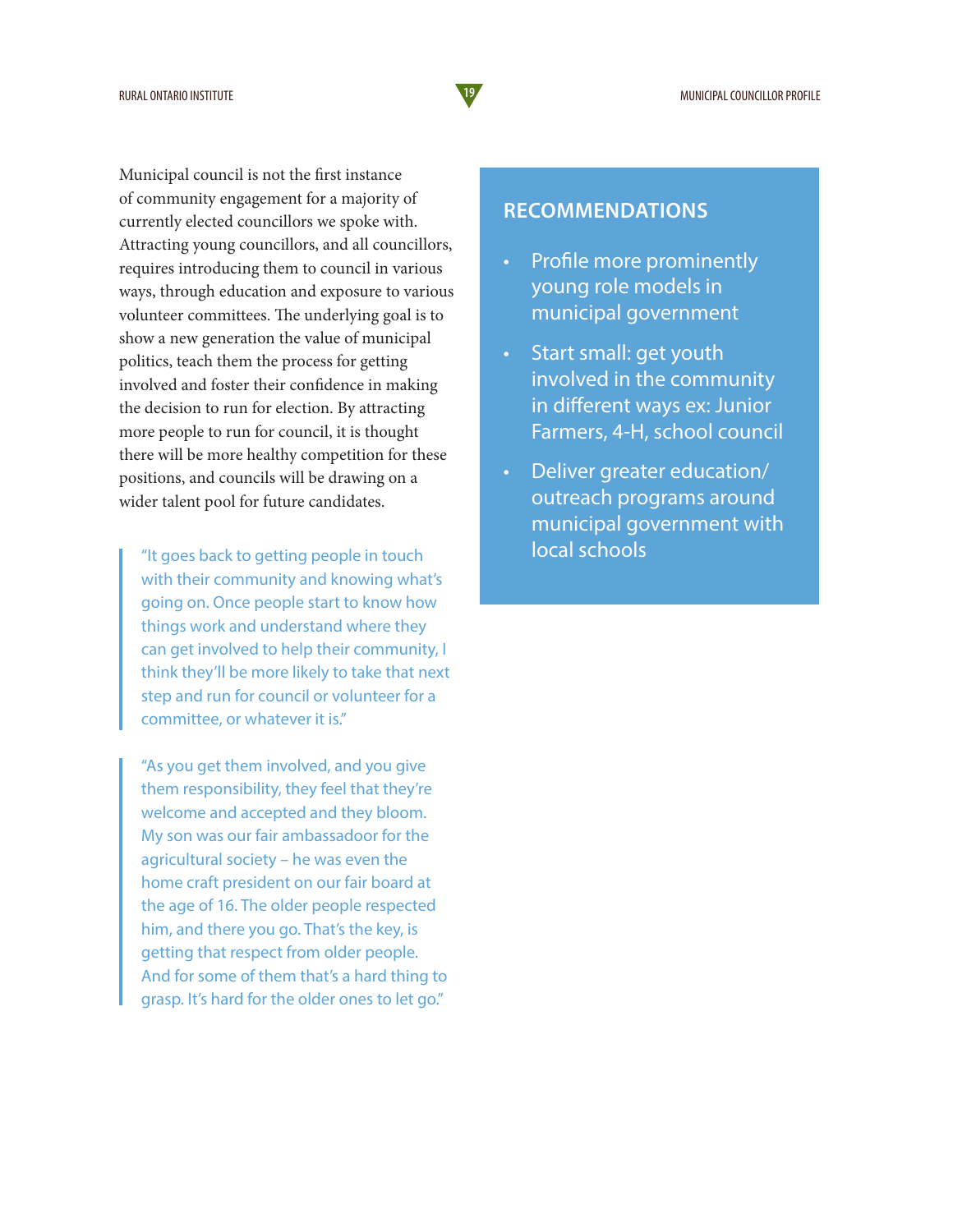Municipal council is not the first instance of community engagement for a majority of currently elected councillors we spoke with. Attracting young councillors, and all councillors, requires introducing them to council in various ways, through education and exposure to various volunteer committees. The underlying goal is to show a new generation the value of municipal politics, teach them the process for getting involved and foster their confidence in making the decision to run for election. By attracting more people to run for council, it is thought there will be more healthy competition for these positions, and councils will be drawing on a wider talent pool for future candidates.

> "It goes back to getting people in touch with their community and knowing what's going on. Once people start to know how things work and understand where they can get involved to help their community, I think they'll be more likely to take that next step and run for council or volunteer for a committee, or whatever it is."

> "As you get them involved, and you give them responsibility, they feel that they're welcome and accepted and they bloom. My son was our fair ambassadoor for the agricultural society – he was even the home craft president on our fair board at the age of 16. The older people respected him, and there you go. That's the key, is getting that respect from older people. And for some of them that's a hard thing to grasp. It's hard for the older ones to let go."

## RECOMMENDATIONS

- Profile more prominently young role models in municipal government
- Start small: get youth involved in the community in different ways ex: Junior Farmers, 4-H, school council
- Deliver greater education/ outreach programs around municipal government with local schools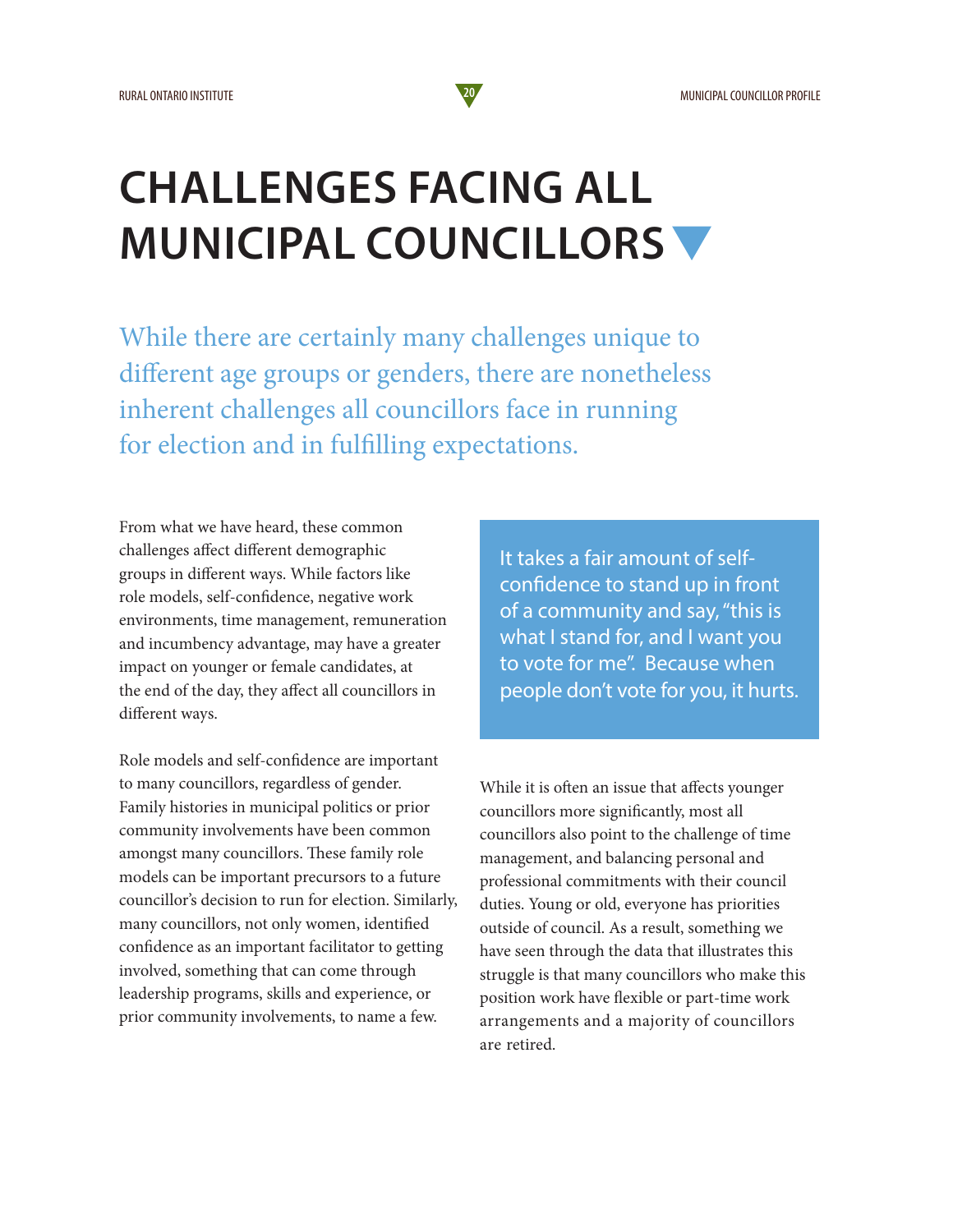# CHALLENGES FACING ALL MUNICIPAL COUNCILLORS

While there are certainly many challenges unique to different age groups or genders, there are nonetheless inherent challenges all councillors face in running for election and in fulfilling expectations.

From what we have heard, these common challenges affect different demographic groups in different ways. While factors like role models, self-confidence, negative work environments, time management, remuneration and incumbency advantage, may have a greater impact on younger or female candidates, at the end of the day, they affect all councillors in different ways.

Role models and self-confidence are important to many councillors, regardless of gender. Family histories in municipal politics or prior community involvements have been common amongst many councillors. These family role models can be important precursors to a future councillor's decision to run for election. Similarly, many councillors, not only women, identified confidence as an important facilitator to getting involved, something that can come through leadership programs, skills and experience, or prior community involvements, to name a few.

> It takes a fair amount of self-confidence to stand up in front of a community and say, "this is what I stand for, and I want you to vote for me". Because when people don't vote for you, it hurts.

While it is often an issue that affects younger councillors more significantly, most all councillors also point to the challenge of time management, and balancing personal and professional commitments with their council duties. Young or old, everyone has priorities outside of council. As a result, something we have seen through the data that illustrates this struggle is that many councillors who make this position work have flexible or part-time work arrangements and a majority of councillors are retired.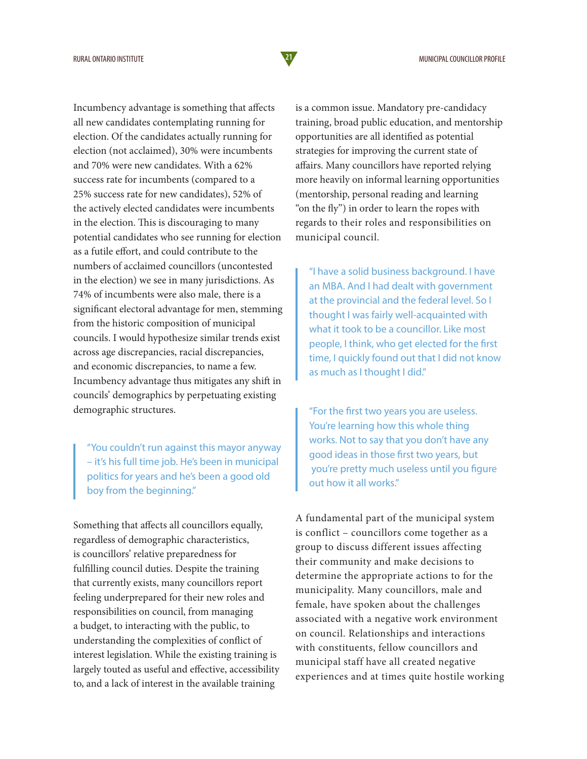Incumbency advantage is something that affects all new candidates contemplating running for election. Of the candidates actually running for election (not acclaimed), 30% were incumbents and 70% were new candidates. With a 62% success rate for incumbents (compared to a 25% success rate for new candidates), 52% of the actively elected candidates were incumbents in the election. This is discouraging to many potential candidates who see running for election as a futile effort, and could contribute to the numbers of acclaimed councillors (uncontested in the election) we see in many jurisdictions. As 74% of incumbents were also male, there is a significant electoral advantage for men, stemming from the historic composition of municipal councils. I would hypothesize similar trends exist across age discrepancies, racial discrepancies, and economic discrepancies, to name a few. Incumbency advantage thus mitigates any shift in councils' demographics by perpetuating existing demographic structures.

> "You couldn't run against this mayor anyway – it's his full time job. He's been in municipal politics for years and he's been a good old boy from the beginning."

Something that affects all councillors equally, regardless of demographic characteristics, is councillors' relative preparedness for fulfilling council duties. Despite the training that currently exists, many councillors report feeling underprepared for their new roles and responsibilities on council, from managing a budget, to interacting with the public, to understanding the complexities of conflict of interest legislation. While the existing training is largely touted as useful and effective, accessibility to, and a lack of interest in the available training is a common issue. Mandatory pre-candidacy training, broad public education, and mentorship opportunities are all identified as potential strategies for improving the current state of affairs. Many councillors have reported relying more heavily on informal learning opportunities (mentorship, personal reading and learning "on the fly") in order to learn the ropes with regards to their roles and responsibilities on municipal council.

> "I have a solid business background. I have an MBA. And I had dealt with government at the provincial and the federal level. So I thought I was fairly well-acquainted with what it took to be a councillor. Like most people, I think, who get elected for the first time, I quickly found out that I did not know as much as I thought I did."

> "For the first two years you are useless. You're learning how this whole thing works. Not to say that you don't have any good ideas in those first two years, but you're pretty much useless until you figure out how it all works."

A fundamental part of the municipal system is conflict – councillors come together as a group to discuss different issues affecting their community and make decisions to determine the appropriate actions to for the municipality. Many councillors, male and female, have spoken about the challenges associated with a negative work environment on council. Relationships and interactions with constituents, fellow councillors and municipal staff have all created negative experiences and at times quite hostile working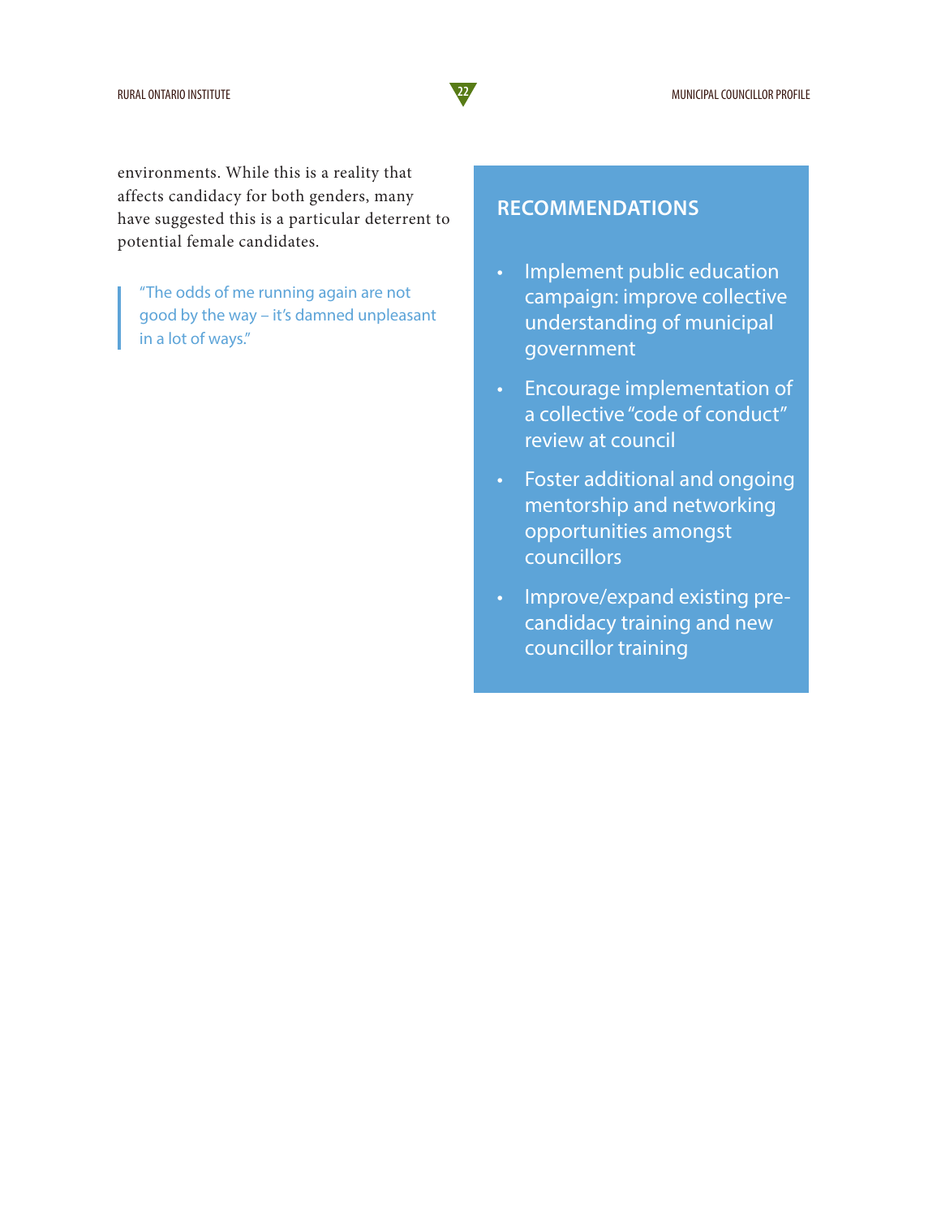environments. While this is a reality that affects candidacy for both genders, many have suggested this is a particular deterrent to potential female candidates.

> "The odds of me running again are not good by the way – it's damned unpleasant in a lot of ways."

## RECOMMENDATIONS

- Implement public education campaign: improve collective understanding of municipal government
- Encourage implementation of a collective "code of conduct" review at council
- Foster additional and ongoing mentorship and networking opportunities amongst councillors
- Improve/expand existing pre-candidacy training and new councillor training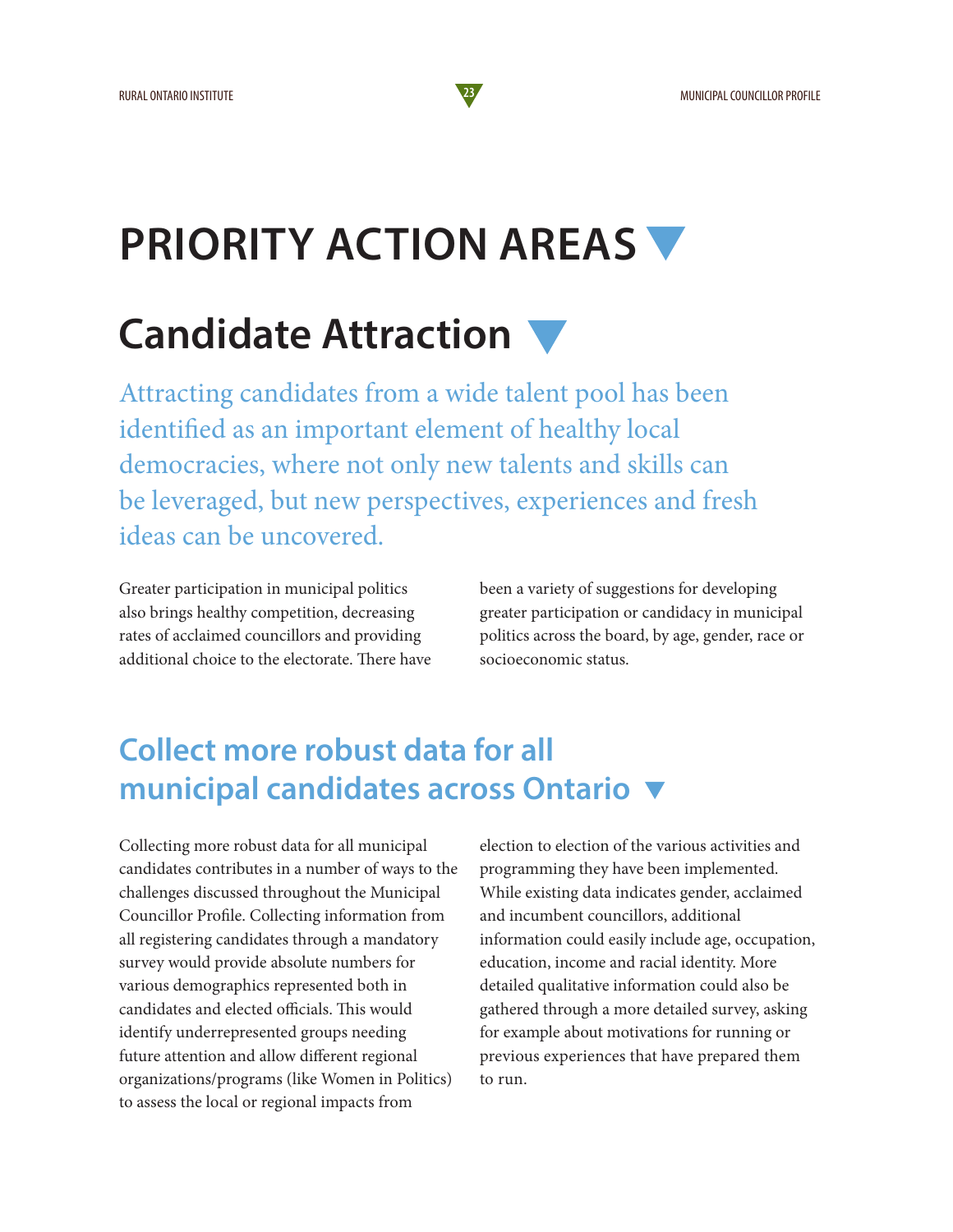# PRIORITY ACTION AREAS

## Candidate Attraction

Attracting candidates from a wide talent pool has been identified as an important element of healthy local democracies, where not only new talents and skills can be leveraged, but new perspectives, experiences and fresh ideas can be uncovered.

Greater participation in municipal politics also brings healthy competition, decreasing rates of acclaimed councillors and providing additional choice to the electorate. There have been a variety of suggestions for developing greater participation or candidacy in municipal politics across the board, by age, gender, race or socioeconomic status.

### Collect more robust data for all municipal candidates across Ontario

Collecting more robust data for all municipal candidates contributes in a number of ways to the challenges discussed throughout the Municipal Councillor Profile. Collecting information from all registering candidates through a mandatory survey would provide absolute numbers for various demographics represented both in candidates and elected officials. This would identify underrepresented groups needing future attention and allow different regional organizations/programs (like Women in Politics) to assess the local or regional impacts from election to election of the various activities and programming they have been implemented. While existing data indicates gender, acclaimed and incumbent councillors, additional information could easily include age, occupation, education, income and racial identity. More detailed qualitative information could also be gathered through a more detailed survey, asking for example about motivations for running or previous experiences that have prepared them to run.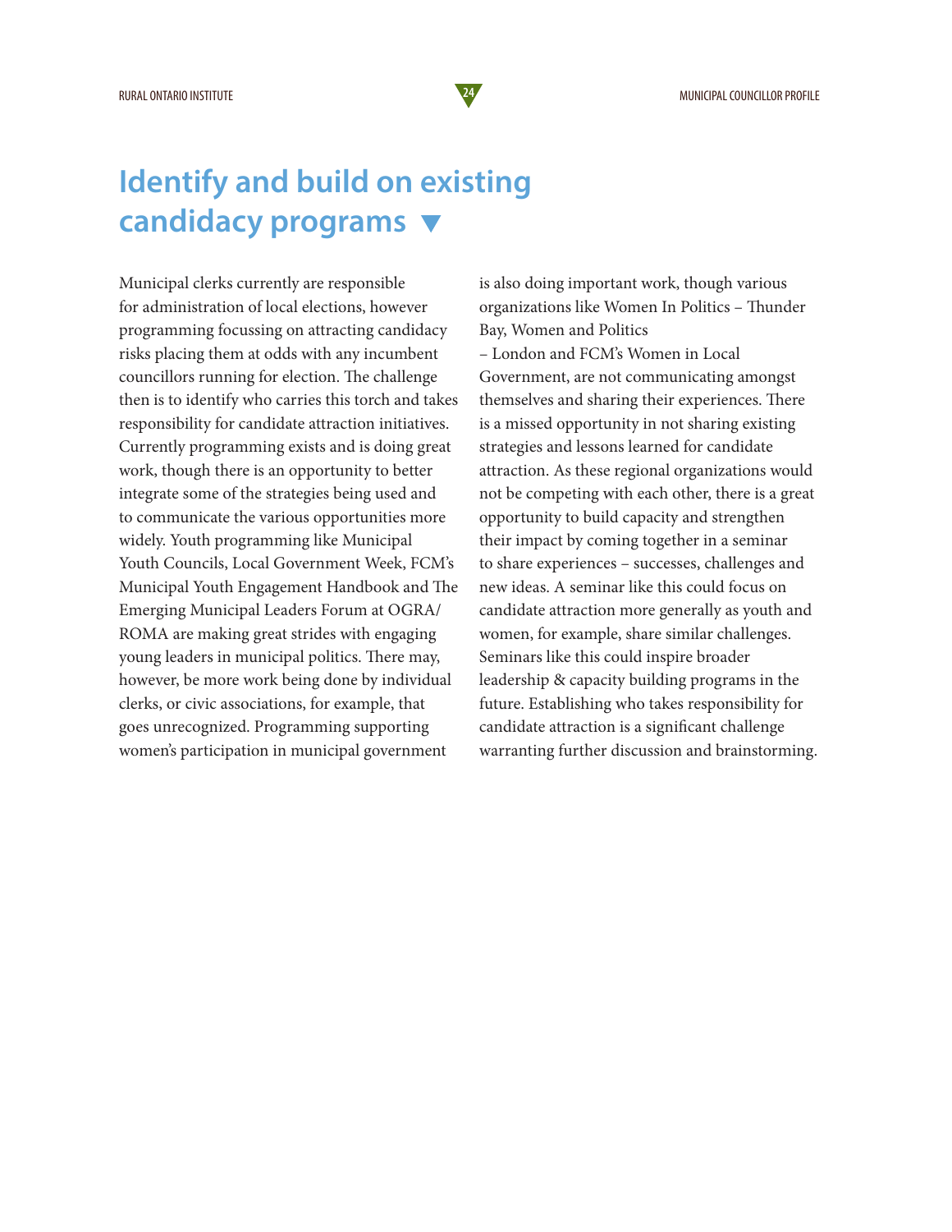# Identify and build on existing candidacy programs ▼

Municipal clerks currently are responsible for administration of local elections, however programming focussing on attracting candidacy risks placing them at odds with any incumbent councillors running for election. The challenge then is to identify who carries this torch and takes responsibility for candidate attraction initiatives. Currently programming exists and is doing great work, though there is an opportunity to better integrate some of the strategies being used and to communicate the various opportunities more widely. Youth programming like Municipal Youth Councils, Local Government Week, FCM's Municipal Youth Engagement Handbook and The Emerging Municipal Leaders Forum at OGRA/ROMA are making great strides with engaging young leaders in municipal politics. There may, however, be more work being done by individual clerks, or civic associations, for example, that goes unrecognized. Programming supporting women's participation in municipal government is also doing important work, though various organizations like Women In Politics – Thunder Bay, Women and Politics – London and FCM's Women in Local Government, are not communicating amongst themselves and sharing their experiences. There is a missed opportunity in not sharing existing strategies and lessons learned for candidate attraction. As these regional organizations would not be competing with each other, there is a great opportunity to build capacity and strengthen their impact by coming together in a seminar to share experiences – successes, challenges and new ideas. A seminar like this could focus on candidate attraction more generally as youth and women, for example, share similar challenges. Seminars like this could inspire broader leadership & capacity building programs in the future. Establishing who takes responsibility for candidate attraction is a significant challenge warranting further discussion and brainstorming.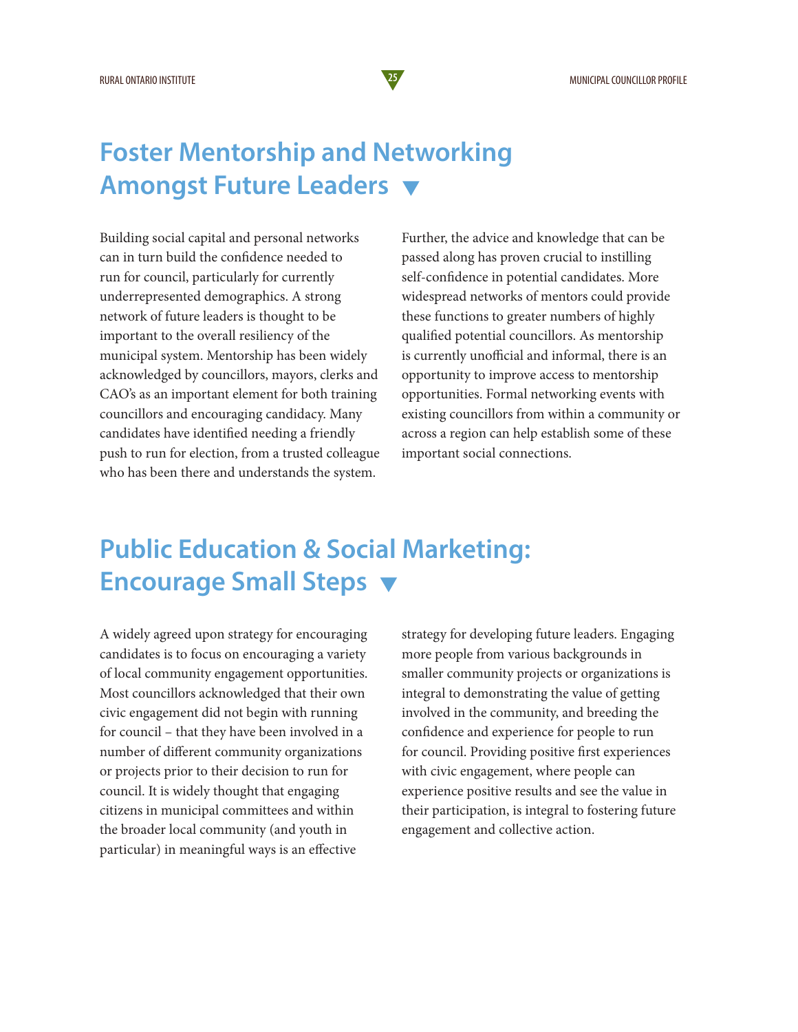## Foster Mentorship and Networking Amongst Future Leaders

Building social capital and personal networks can in turn build the confidence needed to run for council, particularly for currently underrepresented demographics. A strong network of future leaders is thought to be important to the overall resiliency of the municipal system. Mentorship has been widely acknowledged by councillors, mayors, clerks and CAO's as an important element for both training councillors and encouraging candidacy. Many candidates have identified needing a friendly push to run for election, from a trusted colleague who has been there and understands the system. Further, the advice and knowledge that can be passed along has proven crucial to instilling self-confidence in potential candidates. More widespread networks of mentors could provide these functions to greater numbers of highly qualified potential councillors. As mentorship is currently unofficial and informal, there is an opportunity to improve access to mentorship opportunities. Formal networking events with existing councillors from within a community or across a region can help establish some of these important social connections.

## Public Education & Social Marketing: Encourage Small Steps

A widely agreed upon strategy for encouraging candidates is to focus on encouraging a variety of local community engagement opportunities. Most councillors acknowledged that their own civic engagement did not begin with running for council – that they have been involved in a number of different community organizations or projects prior to their decision to run for council. It is widely thought that engaging citizens in municipal committees and within the broader local community (and youth in particular) in meaningful ways is an effective strategy for developing future leaders. Engaging more people from various backgrounds in smaller community projects or organizations is integral to demonstrating the value of getting involved in the community, and breeding the confidence and experience for people to run for council. Providing positive first experiences with civic engagement, where people can experience positive results and see the value in their participation, is integral to fostering future engagement and collective action.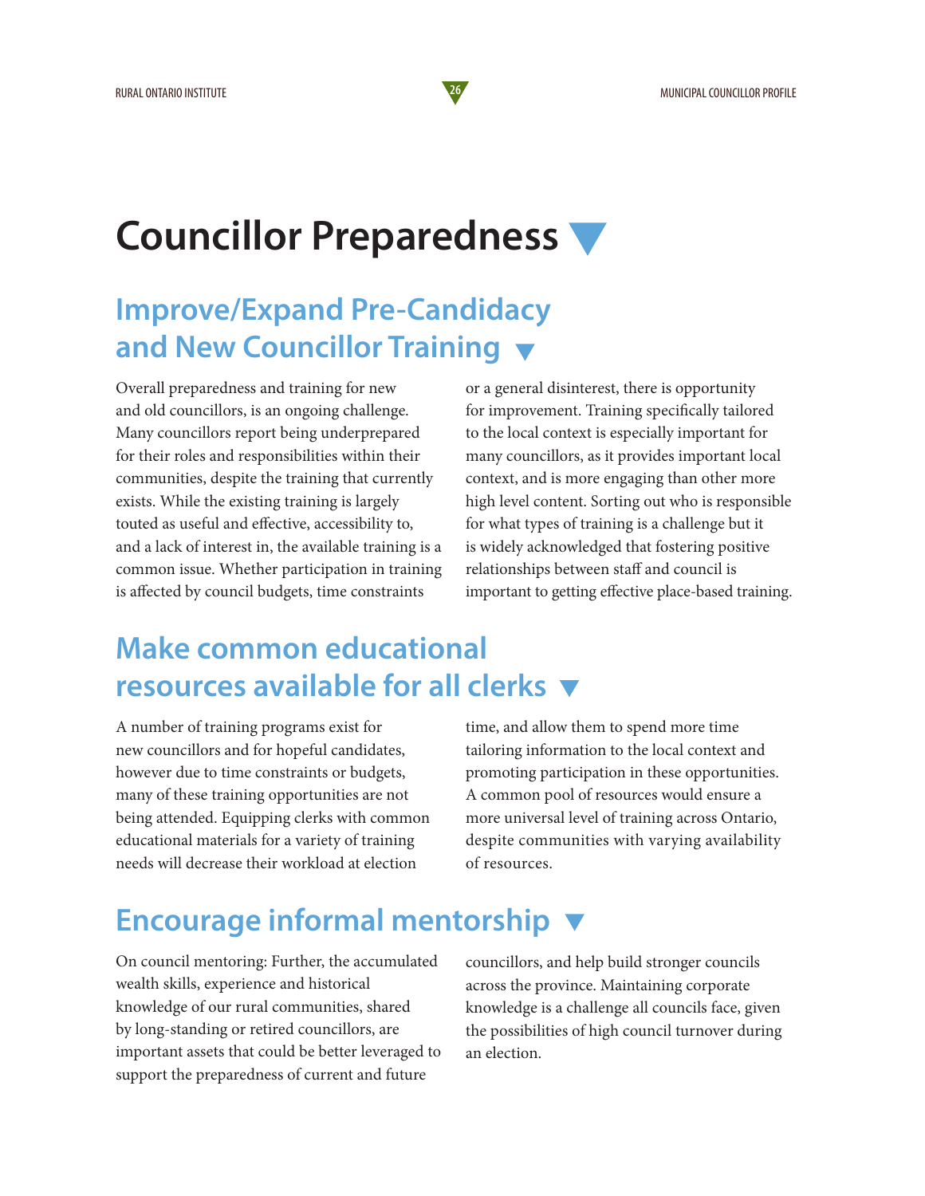# Councillor Preparedness

## Improve/Expand Pre-Candidacy and New Councillor Training

Overall preparedness and training for new and old councillors, is an ongoing challenge. Many councillors report being underprepared for their roles and responsibilities within their communities, despite the training that currently exists. While the existing training is largely touted as useful and effective, accessibility to, and a lack of interest in, the available training is a common issue. Whether participation in training is affected by council budgets, time constraints or a general disinterest, there is opportunity for improvement. Training specifically tailored to the local context is especially important for many councillors, as it provides important local context, and is more engaging than other more high level content. Sorting out who is responsible for what types of training is a challenge but it is widely acknowledged that fostering positive relationships between staff and council is important to getting effective place-based training.

## Make common educational resources available for all clerks

A number of training programs exist for new councillors and for hopeful candidates, however due to time constraints or budgets, many of these training opportunities are not being attended. Equipping clerks with common educational materials for a variety of training needs will decrease their workload at election time, and allow them to spend more time tailoring information to the local context and promoting participation in these opportunities. A common pool of resources would ensure a more universal level of training across Ontario, despite communities with varying availability of resources.

## Encourage informal mentorship

On council mentoring: Further, the accumulated wealth skills, experience and historical knowledge of our rural communities, shared by long-standing or retired councillors, are important assets that could be better leveraged to support the preparedness of current and future councillors, and help build stronger councils across the province. Maintaining corporate knowledge is a challenge all councils face, given the possibilities of high council turnover during an election.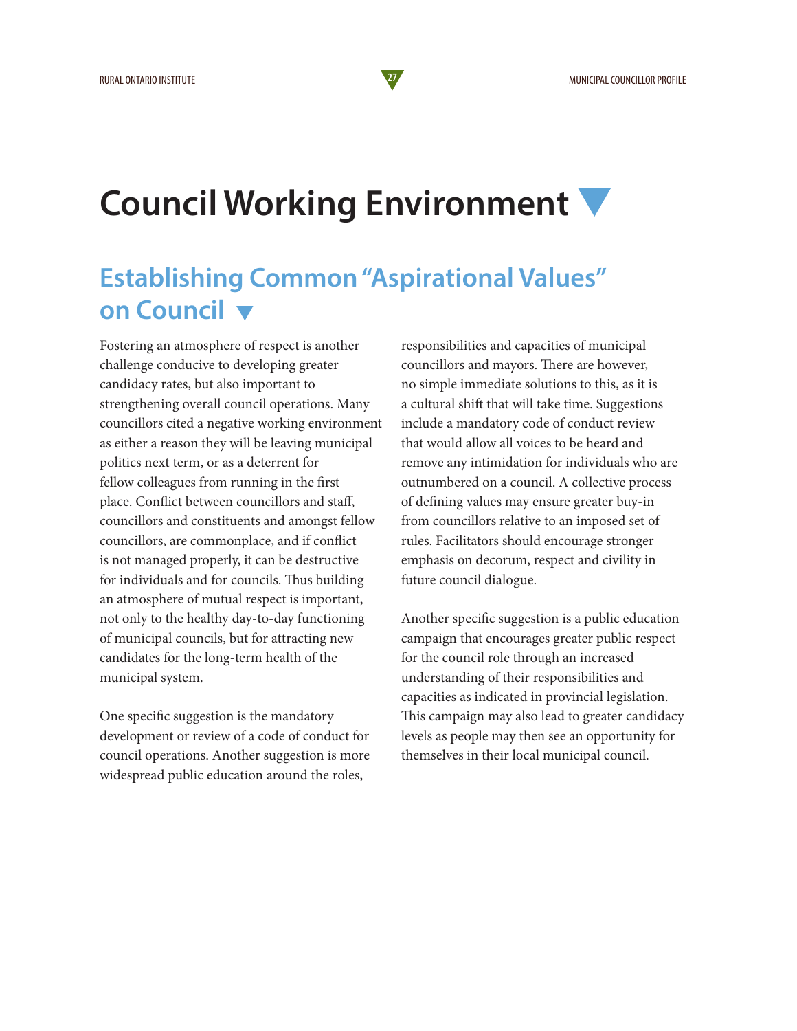# Council Working Environment

## Establishing Common "Aspirational Values" on Council

Fostering an atmosphere of respect is another challenge conducive to developing greater candidacy rates, but also important to strengthening overall council operations. Many councillors cited a negative working environment as either a reason they will be leaving municipal politics next term, or as a deterrent for fellow colleagues from running in the first place. Conflict between councillors and staff, councillors and constituents and amongst fellow councillors, are commonplace, and if conflict is not managed properly, it can be destructive for individuals and for councils. Thus building an atmosphere of mutual respect is important, not only to the healthy day-to-day functioning of municipal councils, but for attracting new candidates for the long-term health of the municipal system.

One specific suggestion is the mandatory development or review of a code of conduct for council operations. Another suggestion is more widespread public education around the roles, responsibilities and capacities of municipal councillors and mayors. There are however, no simple immediate solutions to this, as it is a cultural shift that will take time. Suggestions include a mandatory code of conduct review that would allow all voices to be heard and remove any intimidation for individuals who are outnumbered on a council. A collective process of defining values may ensure greater buy-in from councillors relative to an imposed set of rules. Facilitators should encourage stronger emphasis on decorum, respect and civility in future council dialogue.

Another specific suggestion is a public education campaign that encourages greater public respect for the council role through an increased understanding of their responsibilities and capacities as indicated in provincial legislation. This campaign may also lead to greater candidacy levels as people may then see an opportunity for themselves in their local municipal council.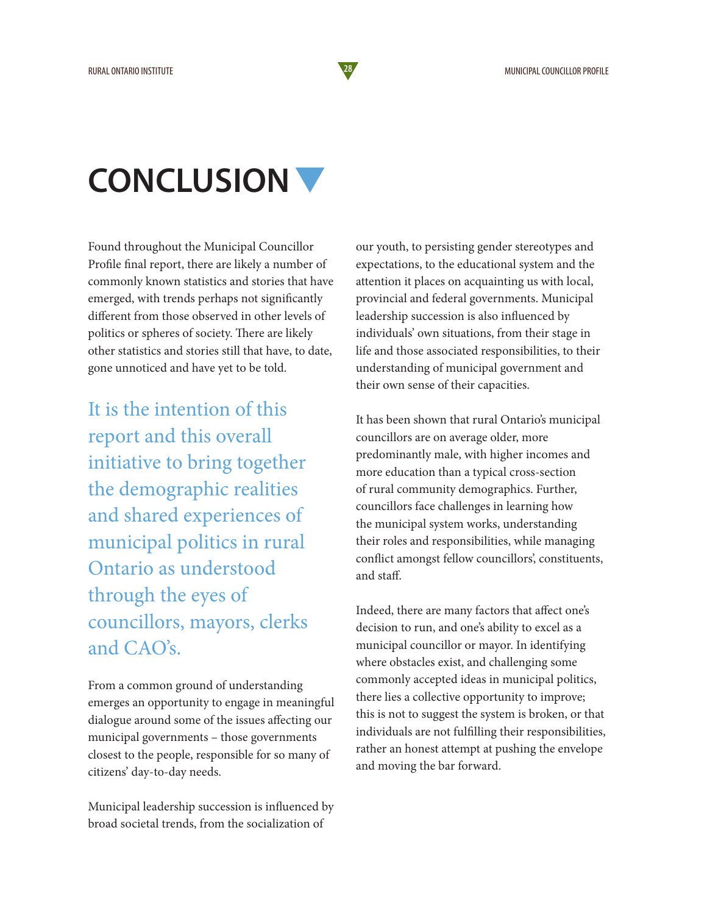# CONCLUSION

Found throughout the Municipal Councillor Profile final report, there are likely a number of commonly known statistics and stories that have emerged, with trends perhaps not significantly different from those observed in other levels of politics or spheres of society. There are likely other statistics and stories still that have, to date, gone unnoticed and have yet to be told.

> It is the intention of this report and this overall initiative to bring together the demographic realities and shared experiences of municipal politics in rural Ontario as understood through the eyes of councillors, mayors, clerks and CAO's.

From a common ground of understanding emerges an opportunity to engage in meaningful dialogue around some of the issues affecting our municipal governments – those governments closest to the people, responsible for so many of citizens' day-to-day needs.

Municipal leadership succession is influenced by broad societal trends, from the socialization of our youth, to persisting gender stereotypes and expectations, to the educational system and the attention it places on acquainting us with local, provincial and federal governments. Municipal leadership succession is also influenced by individuals' own situations, from their stage in life and those associated responsibilities, to their understanding of municipal government and their own sense of their capacities.

It has been shown that rural Ontario's municipal councillors are on average older, more predominantly male, with higher incomes and more education than a typical cross-section of rural community demographics. Further, councillors face challenges in learning how the municipal system works, understanding their roles and responsibilities, while managing conflict amongst fellow councillors', constituents, and staff.

Indeed, there are many factors that affect one's decision to run, and one's ability to excel as a municipal councillor or mayor. In identifying where obstacles exist, and challenging some commonly accepted ideas in municipal politics, there lies a collective opportunity to improve; this is not to suggest the system is broken, or that individuals are not fulfilling their responsibilities, rather an honest attempt at pushing the envelope and moving the bar forward.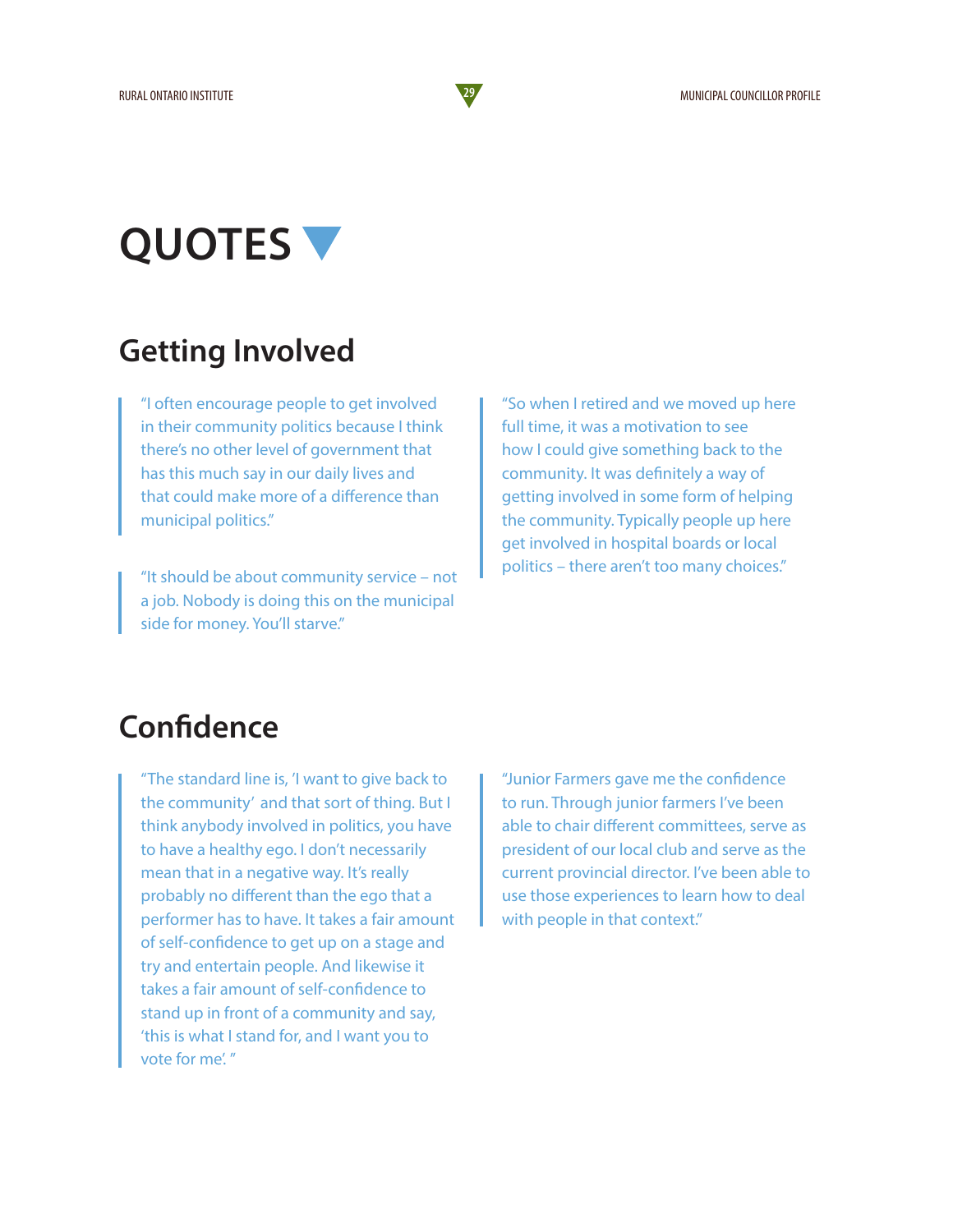# QUOTES

## Getting Involved

> "I often encourage people to get involved in their community politics because I think there's no other level of government that has this much say in our daily lives and that could make more of a difference than municipal politics."

> "It should be about community service – not a job. Nobody is doing this on the municipal side for money. You'll starve."

> "So when I retired and we moved up here full time, it was a motivation to see how I could give something back to the community. It was definitely a way of getting involved in some form of helping the community. Typically people up here get involved in hospital boards or local politics – there aren't too many choices."

## Confidence

> "The standard line is, 'I want to give back to the community' and that sort of thing. But I think anybody involved in politics, you have to have a healthy ego. I don't necessarily mean that in a negative way. It's really probably no different than the ego that a performer has to have. It takes a fair amount of self-confidence to get up on a stage and try and entertain people. And likewise it takes a fair amount of self-confidence to stand up in front of a community and say, 'this is what I stand for, and I want you to vote for me'. "

> "Junior Farmers gave me the confidence to run. Through junior farmers I've been able to chair different committees, serve as president of our local club and serve as the current provincial director. I've been able to use those experiences to learn how to deal with people in that context."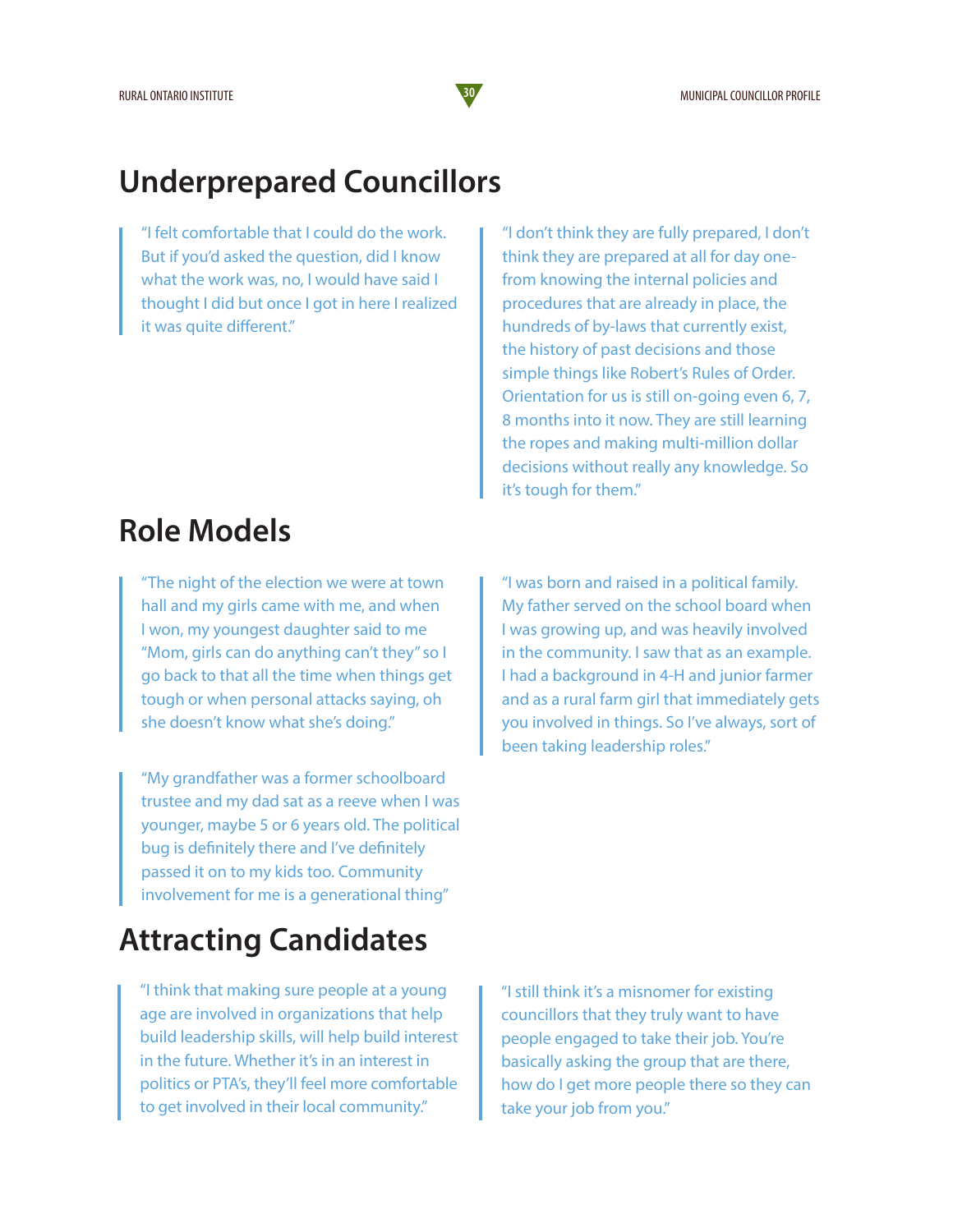## Underprepared Councillors

> "I felt comfortable that I could do the work. But if you'd asked the question, did I know what the work was, no, I would have said I thought I did but once I got in here I realized it was quite different."

> "I don't think they are fully prepared, I don't think they are prepared at all for day one-from knowing the internal policies and procedures that are already in place, the hundreds of by-laws that currently exist, the history of past decisions and those simple things like Robert's Rules of Order. Orientation for us is still on-going even 6, 7, 8 months into it now. They are still learning the ropes and making multi-million dollar decisions without really any knowledge. So it's tough for them."

## Role Models

> "The night of the election we were at town hall and my girls came with me, and when I won, my youngest daughter said to me "Mom, girls can do anything can't they" so I go back to that all the time when things get tough or when personal attacks saying, oh she doesn't know what she's doing."

> "My grandfather was a former schoolboard trustee and my dad sat as a reeve when I was younger, maybe 5 or 6 years old. The political bug is definitely there and I've definitely passed it on to my kids too. Community involvement for me is a generational thing"

> "I was born and raised in a political family. My father served on the school board when I was growing up, and was heavily involved in the community. I saw that as an example. I had a background in 4-H and junior farmer and as a rural farm girl that immediately gets you involved in things. So I've always, sort of been taking leadership roles."

## Attracting Candidates

> "I think that making sure people at a young age are involved in organizations that help build leadership skills, will help build interest in the future. Whether it's in an interest in politics or PTA's, they'll feel more comfortable to get involved in their local community."

> "I still think it's a misnomer for existing councillors that they truly want to have people engaged to take their job. You're basically asking the group that are there, how do I get more people there so they can take your job from you."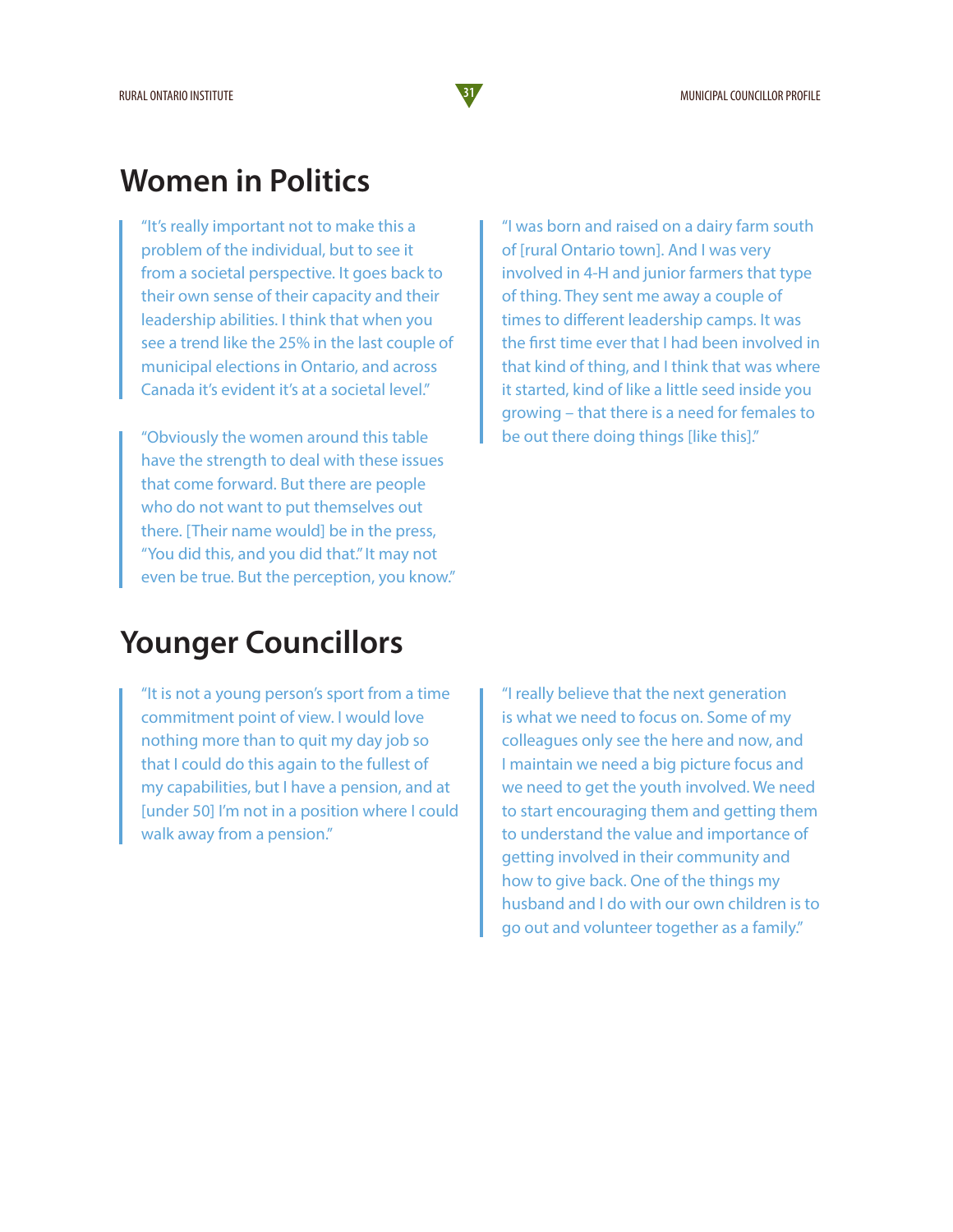## Women in Politics

> "It's really important not to make this a problem of the individual, but to see it from a societal perspective. It goes back to their own sense of their capacity and their leadership abilities. I think that when you see a trend like the 25% in the last couple of municipal elections in Ontario, and across Canada it's evident it's at a societal level."

> "Obviously the women around this table have the strength to deal with these issues that come forward. But there are people who do not want to put themselves out there. [Their name would] be in the press, "You did this, and you did that." It may not even be true. But the perception, you know."

> "I was born and raised on a dairy farm south of [rural Ontario town]. And I was very involved in 4-H and junior farmers that type of thing. They sent me away a couple of times to different leadership camps. It was the first time ever that I had been involved in that kind of thing, and I think that was where it started, kind of like a little seed inside you growing – that there is a need for females to be out there doing things [like this]."

## Younger Councillors

> "It is not a young person's sport from a time commitment point of view. I would love nothing more than to quit my day job so that I could do this again to the fullest of my capabilities, but I have a pension, and at [under 50] I'm not in a position where I could walk away from a pension."

> "I really believe that the next generation is what we need to focus on. Some of my colleagues only see the here and now, and I maintain we need a big picture focus and we need to get the youth involved. We need to start encouraging them and getting them to understand the value and importance of getting involved in their community and how to give back. One of the things my husband and I do with our own children is to go out and volunteer together as a family."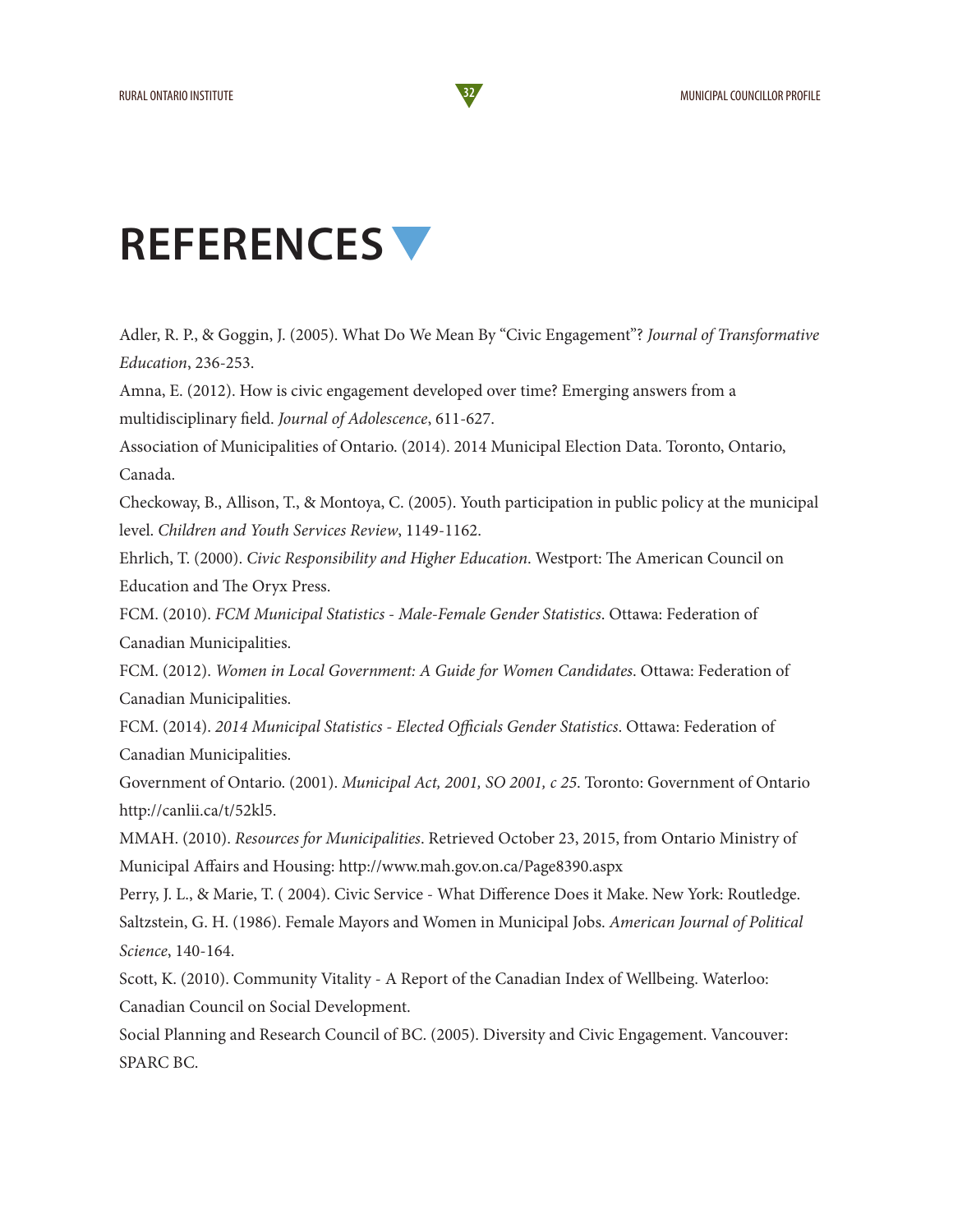# REFERENCES

Adler, R. P., & Goggin, J. (2005). What Do We Mean By "Civic Engagement"? *Journal of Transformative Education*, 236-253.

Amna, E. (2012). How is civic engagement developed over time? Emerging answers from a multidisciplinary field. *Journal of Adolescence*, 611-627.

Association of Municipalities of Ontario. (2014). 2014 Municipal Election Data. Toronto, Ontario, Canada.

Checkoway, B., Allison, T., & Montoya, C. (2005). Youth participation in public policy at the municipal level. *Children and Youth Services Review*, 1149-1162.

Ehrlich, T. (2000). *Civic Responsibility and Higher Education*. Westport: The American Council on Education and The Oryx Press.

FCM. (2010). *FCM Municipal Statistics - Male-Female Gender Statistics*. Ottawa: Federation of Canadian Municipalities.

FCM. (2012). *Women in Local Government: A Guide for Women Candidates*. Ottawa: Federation of Canadian Municipalities.

FCM. (2014). *2014 Municipal Statistics - Elected Officials Gender Statistics*. Ottawa: Federation of Canadian Municipalities.

Government of Ontario. (2001). *Municipal Act, 2001, SO 2001, c 25*. Toronto: Government of Ontario http://canlii.ca/t/52kl5.

MMAH. (2010). *Resources for Municipalities*. Retrieved October 23, 2015, from Ontario Ministry of Municipal Affairs and Housing: http://www.mah.gov.on.ca/Page8390.aspx

Perry, J. L., & Marie, T. ( 2004). Civic Service - What Difference Does it Make. New York: Routledge.

Saltzstein, G. H. (1986). Female Mayors and Women in Municipal Jobs. *American Journal of Political Science*, 140-164.

Scott, K. (2010). Community Vitality - A Report of the Canadian Index of Wellbeing. Waterloo: Canadian Council on Social Development.

Social Planning and Research Council of BC. (2005). Diversity and Civic Engagement. Vancouver: SPARC BC.